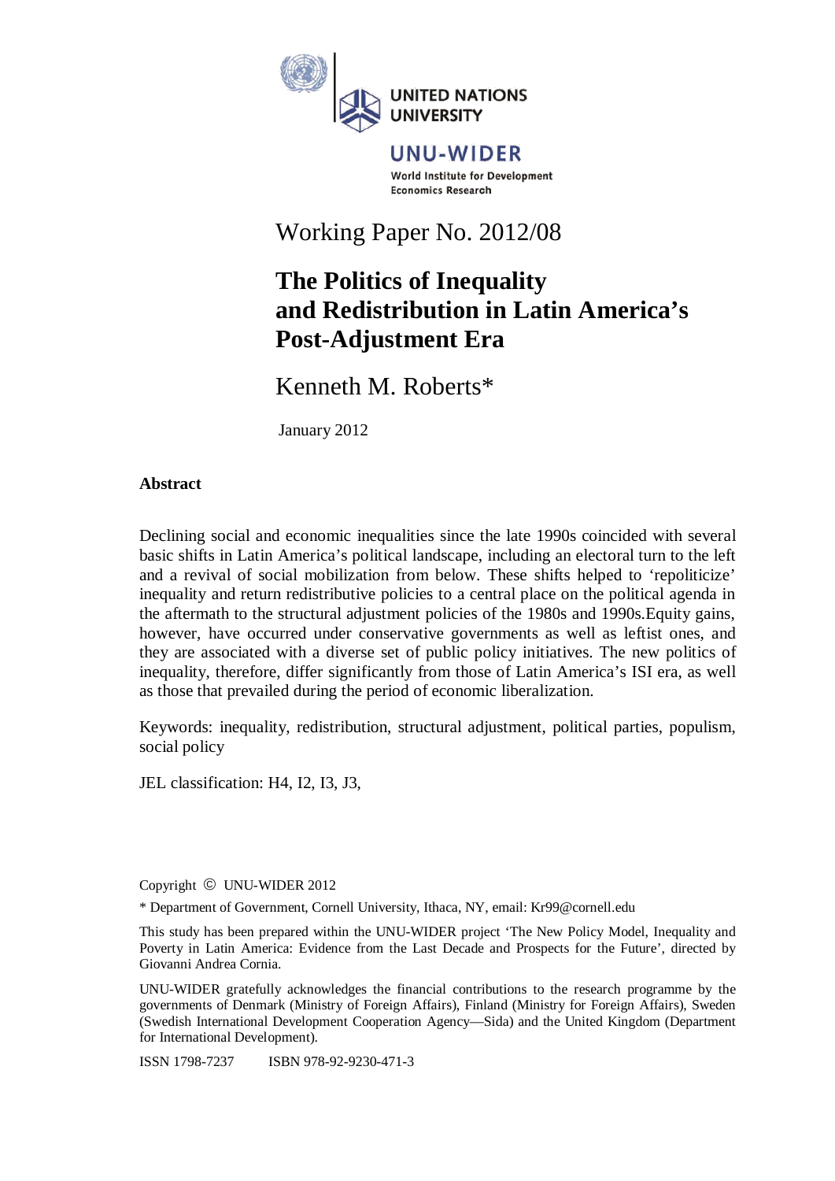UNITED NATIONS UNIVERSITY

UNU-WIDER

World Institute for Development Economics Research

Working Paper No. 2012/08

# The Politics of Inequality and Redistribution in Latin America's Post-Adjustment Era

Kenneth M. Roberts*

January 2012

### Abstract

Declining social and economic inequalities since the late 1990s coincided with several basic shifts in Latin America's political landscape, including an electoral turn to the left and a revival of social mobilization from below. These shifts helped to 'repoliticize' inequality and return redistributive policies to a central place on the political agenda in the aftermath to the structural adjustment policies of the 1980s and 1990s.Equity gains, however, have occurred under conservative governments as well as leftist ones, and they are associated with a diverse set of public policy initiatives. The new politics of inequality, therefore, differ significantly from those of Latin America's ISI era, as well as those that prevailed during the period of economic liberalization.

Keywords: inequality, redistribution, structural adjustment, political parties, populism, social policy

JEL classification: H4, I2, I3, J3,

Copyright © UNU-WIDER 2012

* Department of Government, Cornell University, Ithaca, NY, email: Kr99@cornell.edu

This study has been prepared within the UNU-WIDER project 'The New Policy Model, Inequality and Poverty in Latin America: Evidence from the Last Decade and Prospects for the Future', directed by Giovanni Andrea Cornia.

UNU-WIDER gratefully acknowledges the financial contributions to the research programme by the governments of Denmark (Ministry of Foreign Affairs), Finland (Ministry for Foreign Affairs), Sweden (Swedish International Development Cooperation Agency—Sida) and the United Kingdom (Department for International Development).

ISSN 1798-7237 ISBN 978-92-9230-471-3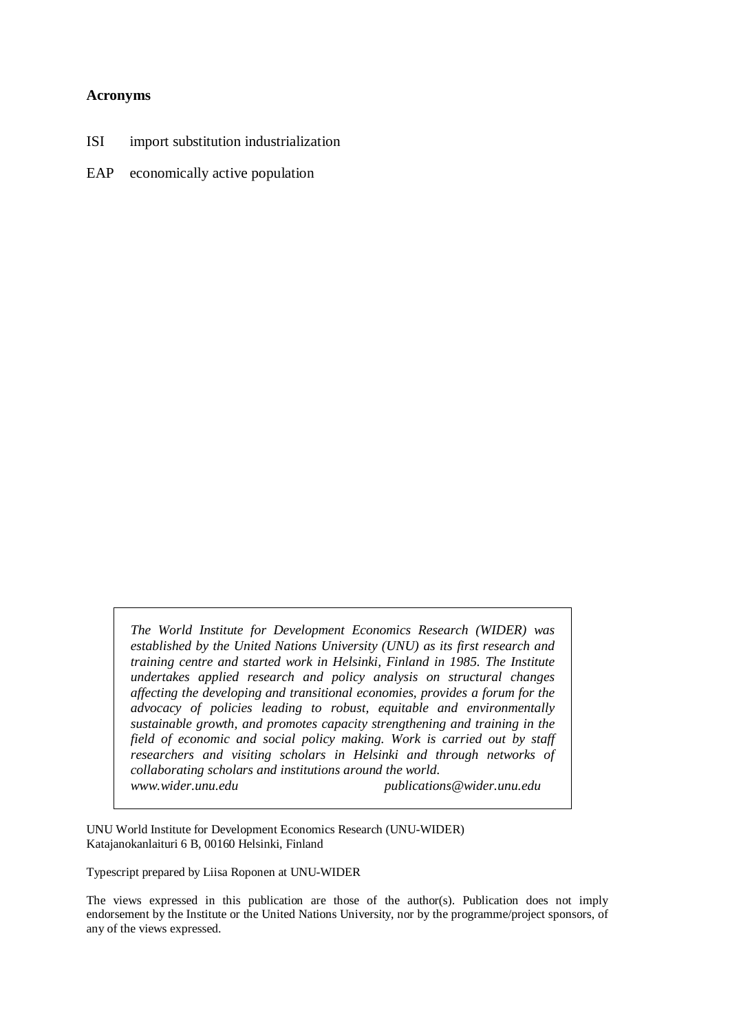**Acronyms**

ISI import substitution industrialization

EAP economically active population

*The World Institute for Development Economics Research (WIDER) was established by the United Nations University (UNU) as its first research and training centre and started work in Helsinki, Finland in 1985. The Institute undertakes applied research and policy analysis on structural changes affecting the developing and transitional economies, provides a forum for the advocacy of policies leading to robust, equitable and environmentally sustainable growth, and promotes capacity strengthening and training in the field of economic and social policy making. Work is carried out by staff researchers and visiting scholars in Helsinki and through networks of collaborating scholars and institutions around the world.*
*www.wider.unu.edu* *publications@wider.unu.edu*

UNU World Institute for Development Economics Research (UNU-WIDER)
Katajanokanlaituri 6 B, 00160 Helsinki, Finland

Typescript prepared by Liisa Roponen at UNU-WIDER

The views expressed in this publication are those of the author(s). Publication does not imply endorsement by the Institute or the United Nations University, nor by the programme/project sponsors, of any of the views expressed.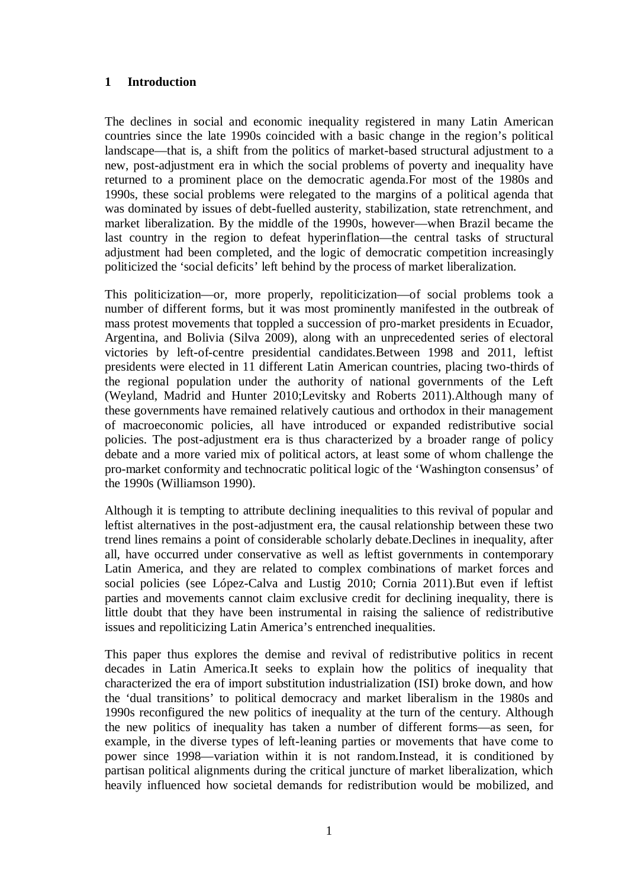# 1 Introduction

The declines in social and economic inequality registered in many Latin American countries since the late 1990s coincided with a basic change in the region's political landscape—that is, a shift from the politics of market-based structural adjustment to a new, post-adjustment era in which the social problems of poverty and inequality have returned to a prominent place on the democratic agenda.For most of the 1980s and 1990s, these social problems were relegated to the margins of a political agenda that was dominated by issues of debt-fuelled austerity, stabilization, state retrenchment, and market liberalization. By the middle of the 1990s, however—when Brazil became the last country in the region to defeat hyperinflation—the central tasks of structural adjustment had been completed, and the logic of democratic competition increasingly politicized the 'social deficits' left behind by the process of market liberalization.

This politicization—or, more properly, repoliticization—of social problems took a number of different forms, but it was most prominently manifested in the outbreak of mass protest movements that toppled a succession of pro-market presidents in Ecuador, Argentina, and Bolivia (Silva 2009), along with an unprecedented series of electoral victories by left-of-centre presidential candidates.Between 1998 and 2011, leftist presidents were elected in 11 different Latin American countries, placing two-thirds of the regional population under the authority of national governments of the Left (Weyland, Madrid and Hunter 2010;Levitsky and Roberts 2011).Although many of these governments have remained relatively cautious and orthodox in their management of macroeconomic policies, all have introduced or expanded redistributive social policies. The post-adjustment era is thus characterized by a broader range of policy debate and a more varied mix of political actors, at least some of whom challenge the pro-market conformity and technocratic political logic of the 'Washington consensus' of the 1990s (Williamson 1990).

Although it is tempting to attribute declining inequalities to this revival of popular and leftist alternatives in the post-adjustment era, the causal relationship between these two trend lines remains a point of considerable scholarly debate.Declines in inequality, after all, have occurred under conservative as well as leftist governments in contemporary Latin America, and they are related to complex combinations of market forces and social policies (see López-Calva and Lustig 2010; Cornia 2011).But even if leftist parties and movements cannot claim exclusive credit for declining inequality, there is little doubt that they have been instrumental in raising the salience of redistributive issues and repoliticizing Latin America's entrenched inequalities.

This paper thus explores the demise and revival of redistributive politics in recent decades in Latin America.It seeks to explain how the politics of inequality that characterized the era of import substitution industrialization (ISI) broke down, and how the 'dual transitions' to political democracy and market liberalism in the 1980s and 1990s reconfigured the new politics of inequality at the turn of the century. Although the new politics of inequality has taken a number of different forms—as seen, for example, in the diverse types of left-leaning parties or movements that have come to power since 1998—variation within it is not random.Instead, it is conditioned by partisan political alignments during the critical juncture of market liberalization, which heavily influenced how societal demands for redistribution would be mobilized, and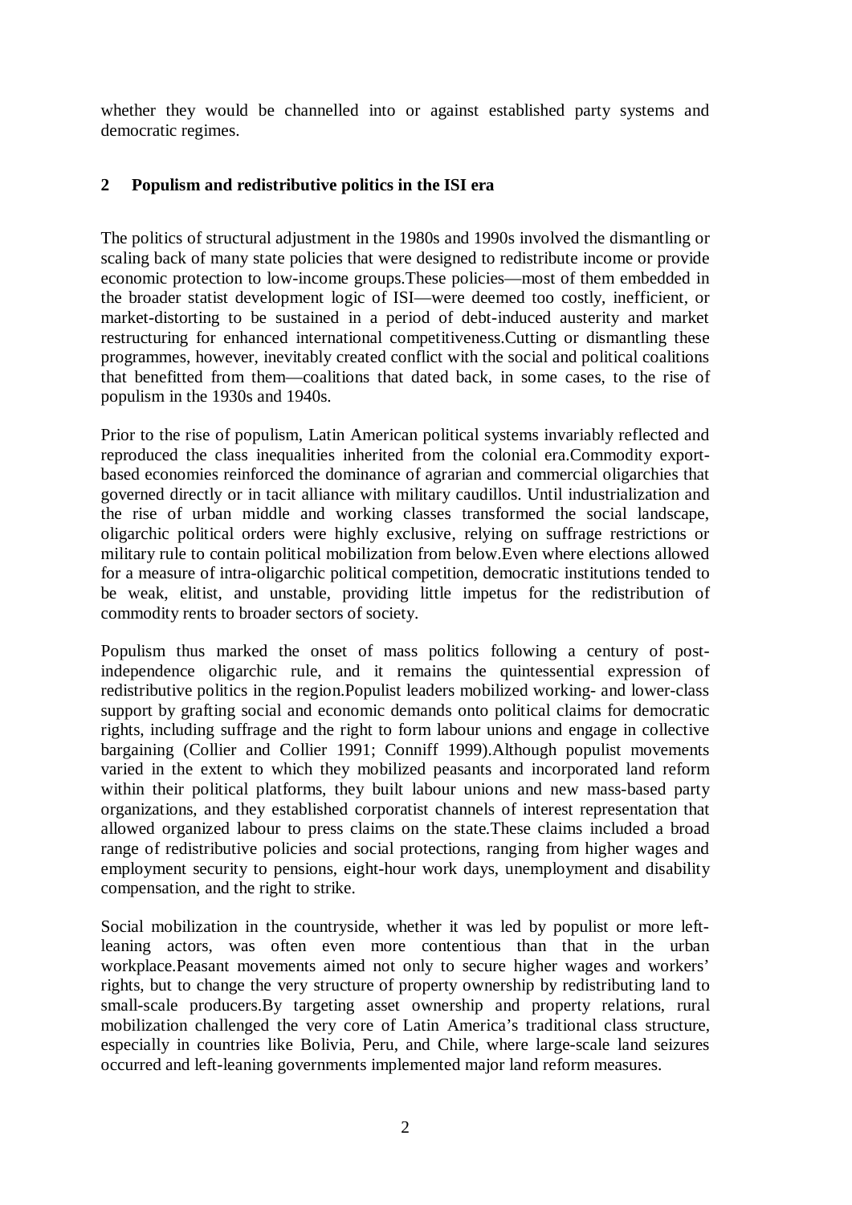whether they would be channelled into or against established party systems and democratic regimes.

## 2 Populism and redistributive politics in the ISI era

The politics of structural adjustment in the 1980s and 1990s involved the dismantling or scaling back of many state policies that were designed to redistribute income or provide economic protection to low-income groups.These policies—most of them embedded in the broader statist development logic of ISI—were deemed too costly, inefficient, or market-distorting to be sustained in a period of debt-induced austerity and market restructuring for enhanced international competitiveness.Cutting or dismantling these programmes, however, inevitably created conflict with the social and political coalitions that benefitted from them—coalitions that dated back, in some cases, to the rise of populism in the 1930s and 1940s.

Prior to the rise of populism, Latin American political systems invariably reflected and reproduced the class inequalities inherited from the colonial era.Commodity export-based economies reinforced the dominance of agrarian and commercial oligarchies that governed directly or in tacit alliance with military caudillos. Until industrialization and the rise of urban middle and working classes transformed the social landscape, oligarchic political orders were highly exclusive, relying on suffrage restrictions or military rule to contain political mobilization from below.Even where elections allowed for a measure of intra-oligarchic political competition, democratic institutions tended to be weak, elitist, and unstable, providing little impetus for the redistribution of commodity rents to broader sectors of society.

Populism thus marked the onset of mass politics following a century of post-independence oligarchic rule, and it remains the quintessential expression of redistributive politics in the region.Populist leaders mobilized working- and lower-class support by grafting social and economic demands onto political claims for democratic rights, including suffrage and the right to form labour unions and engage in collective bargaining (Collier and Collier 1991; Conniff 1999).Although populist movements varied in the extent to which they mobilized peasants and incorporated land reform within their political platforms, they built labour unions and new mass-based party organizations, and they established corporatist channels of interest representation that allowed organized labour to press claims on the state.These claims included a broad range of redistributive policies and social protections, ranging from higher wages and employment security to pensions, eight-hour work days, unemployment and disability compensation, and the right to strike.

Social mobilization in the countryside, whether it was led by populist or more left-leaning actors, was often even more contentious than that in the urban workplace.Peasant movements aimed not only to secure higher wages and workers' rights, but to change the very structure of property ownership by redistributing land to small-scale producers.By targeting asset ownership and property relations, rural mobilization challenged the very core of Latin America's traditional class structure, especially in countries like Bolivia, Peru, and Chile, where large-scale land seizures occurred and left-leaning governments implemented major land reform measures.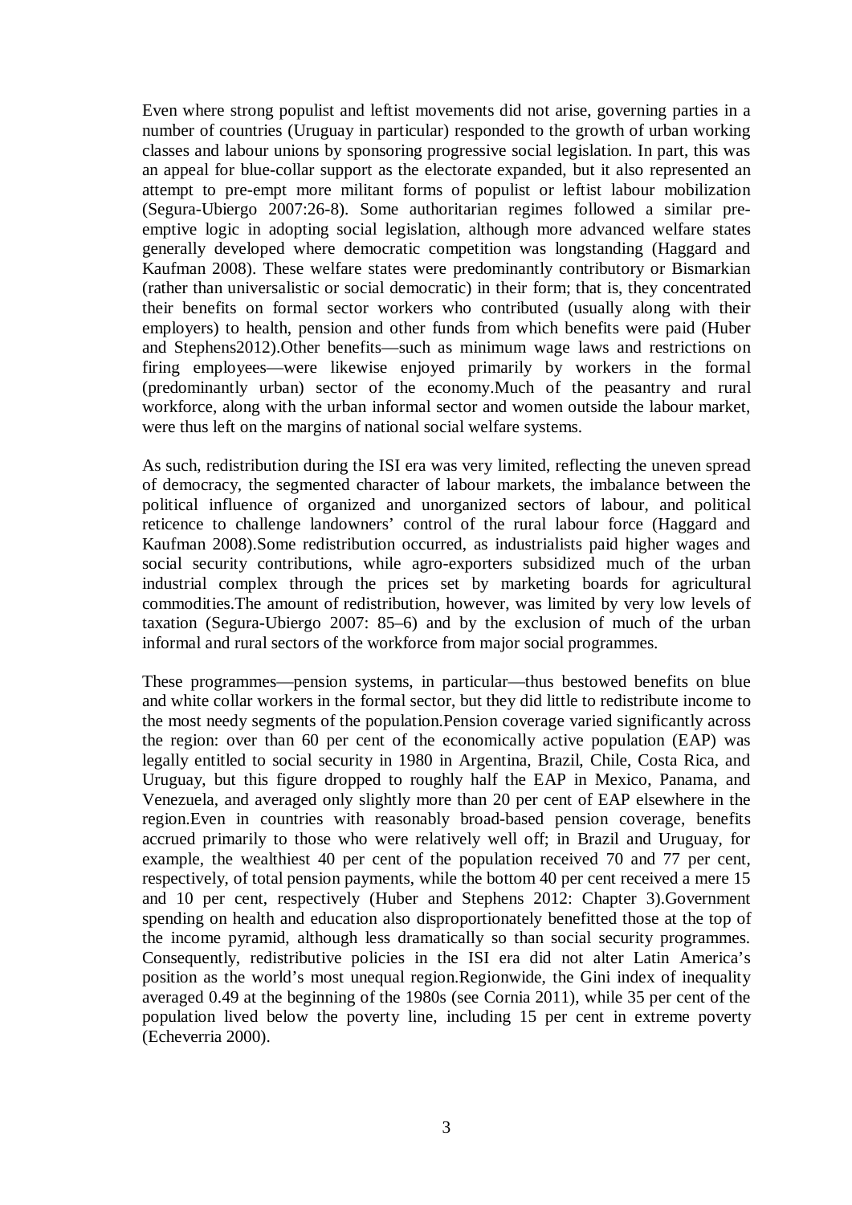Even where strong populist and leftist movements did not arise, governing parties in a number of countries (Uruguay in particular) responded to the growth of urban working classes and labour unions by sponsoring progressive social legislation. In part, this was an appeal for blue-collar support as the electorate expanded, but it also represented an attempt to pre-empt more militant forms of populist or leftist labour mobilization (Segura-Ubiergo 2007:26-8). Some authoritarian regimes followed a similar pre-emptive logic in adopting social legislation, although more advanced welfare states generally developed where democratic competition was longstanding (Haggard and Kaufman 2008). These welfare states were predominantly contributory or Bismarkian (rather than universalistic or social democratic) in their form; that is, they concentrated their benefits on formal sector workers who contributed (usually along with their employers) to health, pension and other funds from which benefits were paid (Huber and Stephens2012).Other benefits—such as minimum wage laws and restrictions on firing employees—were likewise enjoyed primarily by workers in the formal (predominantly urban) sector of the economy.Much of the peasantry and rural workforce, along with the urban informal sector and women outside the labour market, were thus left on the margins of national social welfare systems.

As such, redistribution during the ISI era was very limited, reflecting the uneven spread of democracy, the segmented character of labour markets, the imbalance between the political influence of organized and unorganized sectors of labour, and political reticence to challenge landowners' control of the rural labour force (Haggard and Kaufman 2008).Some redistribution occurred, as industrialists paid higher wages and social security contributions, while agro-exporters subsidized much of the urban industrial complex through the prices set by marketing boards for agricultural commodities.The amount of redistribution, however, was limited by very low levels of taxation (Segura-Ubiergo 2007: 85–6) and by the exclusion of much of the urban informal and rural sectors of the workforce from major social programmes.

These programmes—pension systems, in particular—thus bestowed benefits on blue and white collar workers in the formal sector, but they did little to redistribute income to the most needy segments of the population.Pension coverage varied significantly across the region: over than 60 per cent of the economically active population (EAP) was legally entitled to social security in 1980 in Argentina, Brazil, Chile, Costa Rica, and Uruguay, but this figure dropped to roughly half the EAP in Mexico, Panama, and Venezuela, and averaged only slightly more than 20 per cent of EAP elsewhere in the region.Even in countries with reasonably broad-based pension coverage, benefits accrued primarily to those who were relatively well off; in Brazil and Uruguay, for example, the wealthiest 40 per cent of the population received 70 and 77 per cent, respectively, of total pension payments, while the bottom 40 per cent received a mere 15 and 10 per cent, respectively (Huber and Stephens 2012: Chapter 3).Government spending on health and education also disproportionately benefitted those at the top of the income pyramid, although less dramatically so than social security programmes. Consequently, redistributive policies in the ISI era did not alter Latin America's position as the world's most unequal region.Regionwide, the Gini index of inequality averaged 0.49 at the beginning of the 1980s (see Cornia 2011), while 35 per cent of the population lived below the poverty line, including 15 per cent in extreme poverty (Echeverria 2000).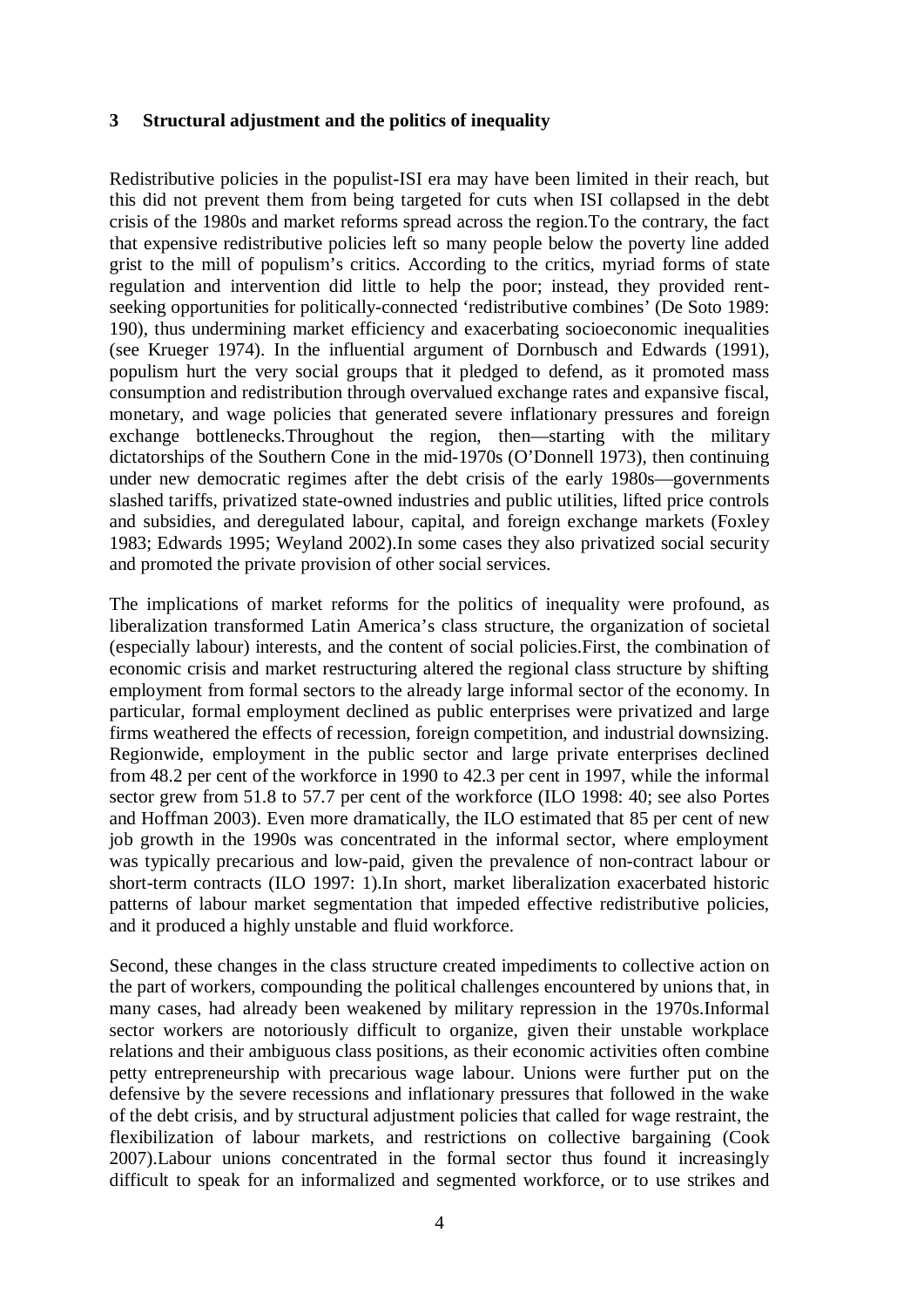## 3 Structural adjustment and the politics of inequality

Redistributive policies in the populist-ISI era may have been limited in their reach, but this did not prevent them from being targeted for cuts when ISI collapsed in the debt crisis of the 1980s and market reforms spread across the region.To the contrary, the fact that expensive redistributive policies left so many people below the poverty line added grist to the mill of populism's critics. According to the critics, myriad forms of state regulation and intervention did little to help the poor; instead, they provided rent-seeking opportunities for politically-connected 'redistributive combines' (De Soto 1989: 190), thus undermining market efficiency and exacerbating socioeconomic inequalities (see Krueger 1974). In the influential argument of Dornbusch and Edwards (1991), populism hurt the very social groups that it pledged to defend, as it promoted mass consumption and redistribution through overvalued exchange rates and expansive fiscal, monetary, and wage policies that generated severe inflationary pressures and foreign exchange bottlenecks.Throughout the region, then—starting with the military dictatorships of the Southern Cone in the mid-1970s (O'Donnell 1973), then continuing under new democratic regimes after the debt crisis of the early 1980s—governments slashed tariffs, privatized state-owned industries and public utilities, lifted price controls and subsidies, and deregulated labour, capital, and foreign exchange markets (Foxley 1983; Edwards 1995; Weyland 2002).In some cases they also privatized social security and promoted the private provision of other social services.

The implications of market reforms for the politics of inequality were profound, as liberalization transformed Latin America's class structure, the organization of societal (especially labour) interests, and the content of social policies.First, the combination of economic crisis and market restructuring altered the regional class structure by shifting employment from formal sectors to the already large informal sector of the economy. In particular, formal employment declined as public enterprises were privatized and large firms weathered the effects of recession, foreign competition, and industrial downsizing. Regionwide, employment in the public sector and large private enterprises declined from 48.2 per cent of the workforce in 1990 to 42.3 per cent in 1997, while the informal sector grew from 51.8 to 57.7 per cent of the workforce (ILO 1998: 40; see also Portes and Hoffman 2003). Even more dramatically, the ILO estimated that 85 per cent of new job growth in the 1990s was concentrated in the informal sector, where employment was typically precarious and low-paid, given the prevalence of non-contract labour or short-term contracts (ILO 1997: 1).In short, market liberalization exacerbated historic patterns of labour market segmentation that impeded effective redistributive policies, and it produced a highly unstable and fluid workforce.

Second, these changes in the class structure created impediments to collective action on the part of workers, compounding the political challenges encountered by unions that, in many cases, had already been weakened by military repression in the 1970s.Informal sector workers are notoriously difficult to organize, given their unstable workplace relations and their ambiguous class positions, as their economic activities often combine petty entrepreneurship with precarious wage labour. Unions were further put on the defensive by the severe recessions and inflationary pressures that followed in the wake of the debt crisis, and by structural adjustment policies that called for wage restraint, the flexibilization of labour markets, and restrictions on collective bargaining (Cook 2007).Labour unions concentrated in the formal sector thus found it increasingly difficult to speak for an informalized and segmented workforce, or to use strikes and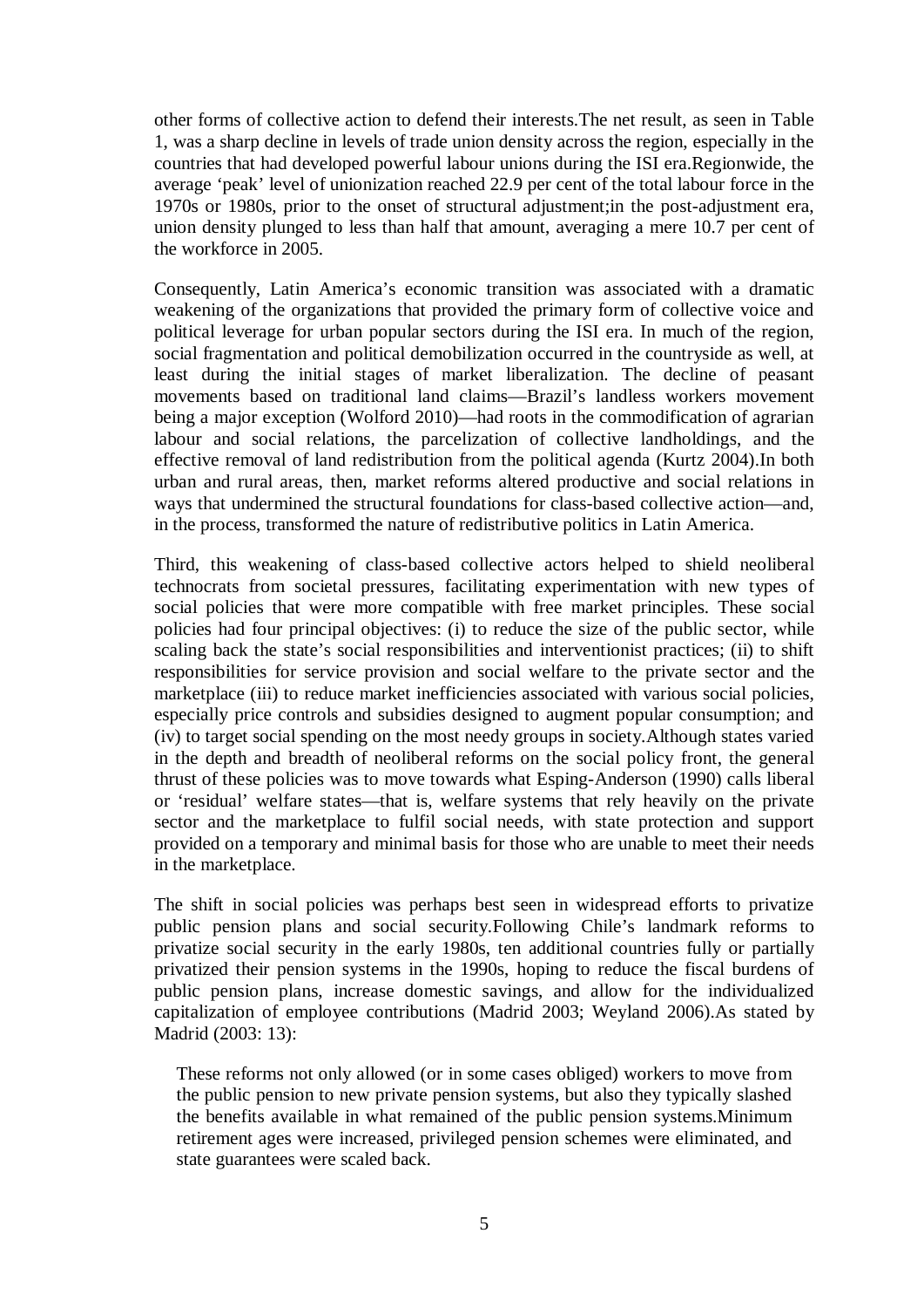other forms of collective action to defend their interests.The net result, as seen in Table 1, was a sharp decline in levels of trade union density across the region, especially in the countries that had developed powerful labour unions during the ISI era.Regionwide, the average 'peak' level of unionization reached 22.9 per cent of the total labour force in the 1970s or 1980s, prior to the onset of structural adjustment;in the post-adjustment era, union density plunged to less than half that amount, averaging a mere 10.7 per cent of the workforce in 2005.

Consequently, Latin America's economic transition was associated with a dramatic weakening of the organizations that provided the primary form of collective voice and political leverage for urban popular sectors during the ISI era. In much of the region, social fragmentation and political demobilization occurred in the countryside as well, at least during the initial stages of market liberalization. The decline of peasant movements based on traditional land claims—Brazil's landless workers movement being a major exception (Wolford 2010)—had roots in the commodification of agrarian labour and social relations, the parcelization of collective landholdings, and the effective removal of land redistribution from the political agenda (Kurtz 2004).In both urban and rural areas, then, market reforms altered productive and social relations in ways that undermined the structural foundations for class-based collective action—and, in the process, transformed the nature of redistributive politics in Latin America.

Third, this weakening of class-based collective actors helped to shield neoliberal technocrats from societal pressures, facilitating experimentation with new types of social policies that were more compatible with free market principles. These social policies had four principal objectives: (i) to reduce the size of the public sector, while scaling back the state's social responsibilities and interventionist practices; (ii) to shift responsibilities for service provision and social welfare to the private sector and the marketplace (iii) to reduce market inefficiencies associated with various social policies, especially price controls and subsidies designed to augment popular consumption; and (iv) to target social spending on the most needy groups in society.Although states varied in the depth and breadth of neoliberal reforms on the social policy front, the general thrust of these policies was to move towards what Esping-Anderson (1990) calls liberal or 'residual' welfare states—that is, welfare systems that rely heavily on the private sector and the marketplace to fulfil social needs, with state protection and support provided on a temporary and minimal basis for those who are unable to meet their needs in the marketplace.

The shift in social policies was perhaps best seen in widespread efforts to privatize public pension plans and social security.Following Chile's landmark reforms to privatize social security in the early 1980s, ten additional countries fully or partially privatized their pension systems in the 1990s, hoping to reduce the fiscal burdens of public pension plans, increase domestic savings, and allow for the individualized capitalization of employee contributions (Madrid 2003; Weyland 2006).As stated by Madrid (2003: 13):

> These reforms not only allowed (or in some cases obliged) workers to move from the public pension to new private pension systems, but also they typically slashed the benefits available in what remained of the public pension systems.Minimum retirement ages were increased, privileged pension schemes were eliminated, and state guarantees were scaled back.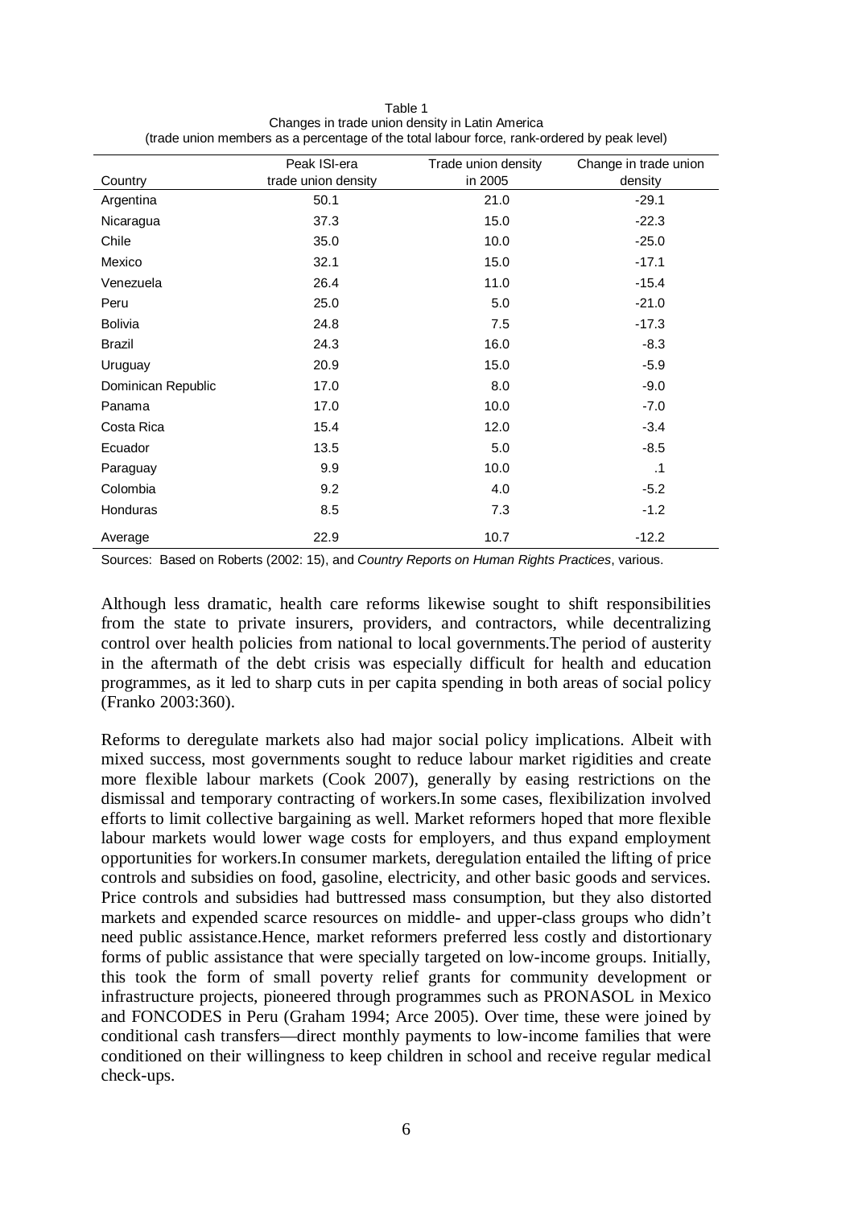Table 1
Changes in trade union density in Latin America
(trade union members as a percentage of the total labour force, rank-ordered by peak level)

| Country | Peak ISI-era trade union density | Trade union density in 2005 | Change in trade union density |
|---|---|---|---|
| Argentina | 50.1 | 21.0 | -29.1 |
| Nicaragua | 37.3 | 15.0 | -22.3 |
| Chile | 35.0 | 10.0 | -25.0 |
| Mexico | 32.1 | 15.0 | -17.1 |
| Venezuela | 26.4 | 11.0 | -15.4 |
| Peru | 25.0 | 5.0 | -21.0 |
| Bolivia | 24.8 | 7.5 | -17.3 |
| Brazil | 24.3 | 16.0 | -8.3 |
| Uruguay | 20.9 | 15.0 | -5.9 |
| Dominican Republic | 17.0 | 8.0 | -9.0 |
| Panama | 17.0 | 10.0 | -7.0 |
| Costa Rica | 15.4 | 12.0 | -3.4 |
| Ecuador | 13.5 | 5.0 | -8.5 |
| Paraguay | 9.9 | 10.0 | .1 |
| Colombia | 9.2 | 4.0 | -5.2 |
| Honduras | 8.5 | 7.3 | -1.2 |
| Average | 22.9 | 10.7 | -12.2 |

Sources: Based on Roberts (2002: 15), and *Country Reports on Human Rights Practices*, various.

Although less dramatic, health care reforms likewise sought to shift responsibilities from the state to private insurers, providers, and contractors, while decentralizing control over health policies from national to local governments.The period of austerity in the aftermath of the debt crisis was especially difficult for health and education programmes, as it led to sharp cuts in per capita spending in both areas of social policy (Franko 2003:360).

Reforms to deregulate markets also had major social policy implications. Albeit with mixed success, most governments sought to reduce labour market rigidities and create more flexible labour markets (Cook 2007), generally by easing restrictions on the dismissal and temporary contracting of workers.In some cases, flexibilization involved efforts to limit collective bargaining as well. Market reformers hoped that more flexible labour markets would lower wage costs for employers, and thus expand employment opportunities for workers.In consumer markets, deregulation entailed the lifting of price controls and subsidies on food, gasoline, electricity, and other basic goods and services. Price controls and subsidies had buttressed mass consumption, but they also distorted markets and expended scarce resources on middle- and upper-class groups who didn't need public assistance.Hence, market reformers preferred less costly and distortionary forms of public assistance that were specially targeted on low-income groups. Initially, this took the form of small poverty relief grants for community development or infrastructure projects, pioneered through programmes such as PRONASOL in Mexico and FONCODES in Peru (Graham 1994; Arce 2005). Over time, these were joined by conditional cash transfers—direct monthly payments to low-income families that were conditioned on their willingness to keep children in school and receive regular medical check-ups.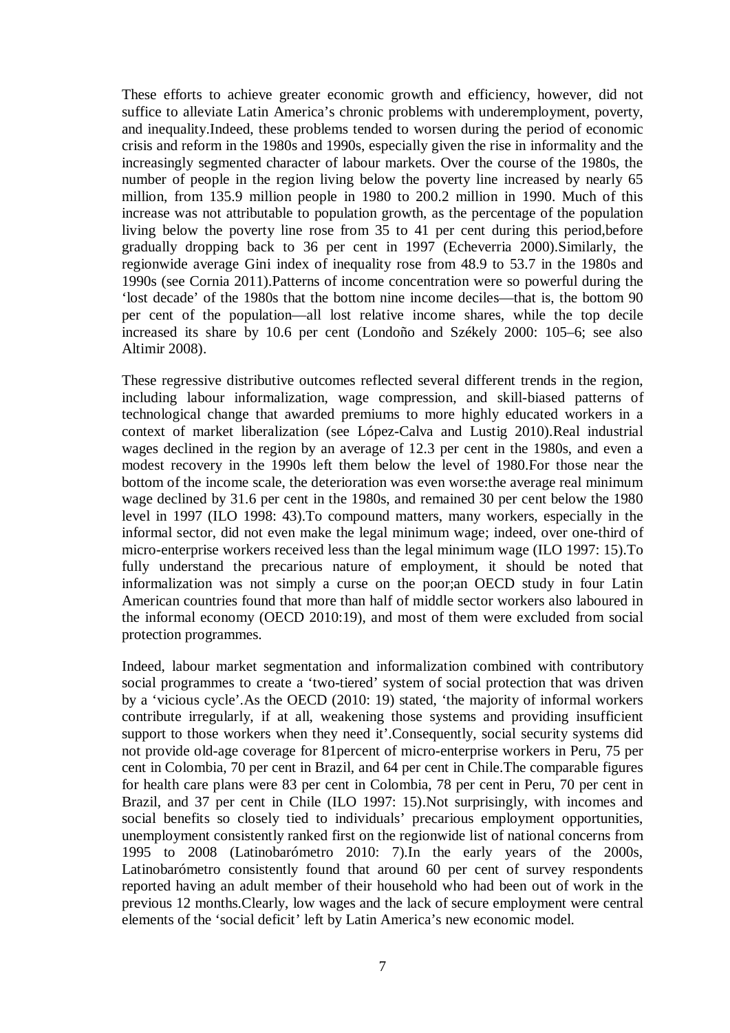These efforts to achieve greater economic growth and efficiency, however, did not suffice to alleviate Latin America's chronic problems with underemployment, poverty, and inequality.Indeed, these problems tended to worsen during the period of economic crisis and reform in the 1980s and 1990s, especially given the rise in informality and the increasingly segmented character of labour markets. Over the course of the 1980s, the number of people in the region living below the poverty line increased by nearly 65 million, from 135.9 million people in 1980 to 200.2 million in 1990. Much of this increase was not attributable to population growth, as the percentage of the population living below the poverty line rose from 35 to 41 per cent during this period,before gradually dropping back to 36 per cent in 1997 (Echeverria 2000).Similarly, the regionwide average Gini index of inequality rose from 48.9 to 53.7 in the 1980s and 1990s (see Cornia 2011).Patterns of income concentration were so powerful during the 'lost decade' of the 1980s that the bottom nine income deciles—that is, the bottom 90 per cent of the population—all lost relative income shares, while the top decile increased its share by 10.6 per cent (Londoño and Székely 2000: 105–6; see also Altimir 2008).

These regressive distributive outcomes reflected several different trends in the region, including labour informalization, wage compression, and skill-biased patterns of technological change that awarded premiums to more highly educated workers in a context of market liberalization (see López-Calva and Lustig 2010).Real industrial wages declined in the region by an average of 12.3 per cent in the 1980s, and even a modest recovery in the 1990s left them below the level of 1980.For those near the bottom of the income scale, the deterioration was even worse:the average real minimum wage declined by 31.6 per cent in the 1980s, and remained 30 per cent below the 1980 level in 1997 (ILO 1998: 43).To compound matters, many workers, especially in the informal sector, did not even make the legal minimum wage; indeed, over one-third of micro-enterprise workers received less than the legal minimum wage (ILO 1997: 15).To fully understand the precarious nature of employment, it should be noted that informalization was not simply a curse on the poor;an OECD study in four Latin American countries found that more than half of middle sector workers also laboured in the informal economy (OECD 2010:19), and most of them were excluded from social protection programmes.

Indeed, labour market segmentation and informalization combined with contributory social programmes to create a 'two-tiered' system of social protection that was driven by a 'vicious cycle'.As the OECD (2010: 19) stated, 'the majority of informal workers contribute irregularly, if at all, weakening those systems and providing insufficient support to those workers when they need it'.Consequently, social security systems did not provide old-age coverage for 81percent of micro-enterprise workers in Peru, 75 per cent in Colombia, 70 per cent in Brazil, and 64 per cent in Chile.The comparable figures for health care plans were 83 per cent in Colombia, 78 per cent in Peru, 70 per cent in Brazil, and 37 per cent in Chile (ILO 1997: 15).Not surprisingly, with incomes and social benefits so closely tied to individuals' precarious employment opportunities, unemployment consistently ranked first on the regionwide list of national concerns from 1995 to 2008 (Latinobarómetro 2010: 7).In the early years of the 2000s, Latinobarómetro consistently found that around 60 per cent of survey respondents reported having an adult member of their household who had been out of work in the previous 12 months.Clearly, low wages and the lack of secure employment were central elements of the 'social deficit' left by Latin America's new economic model.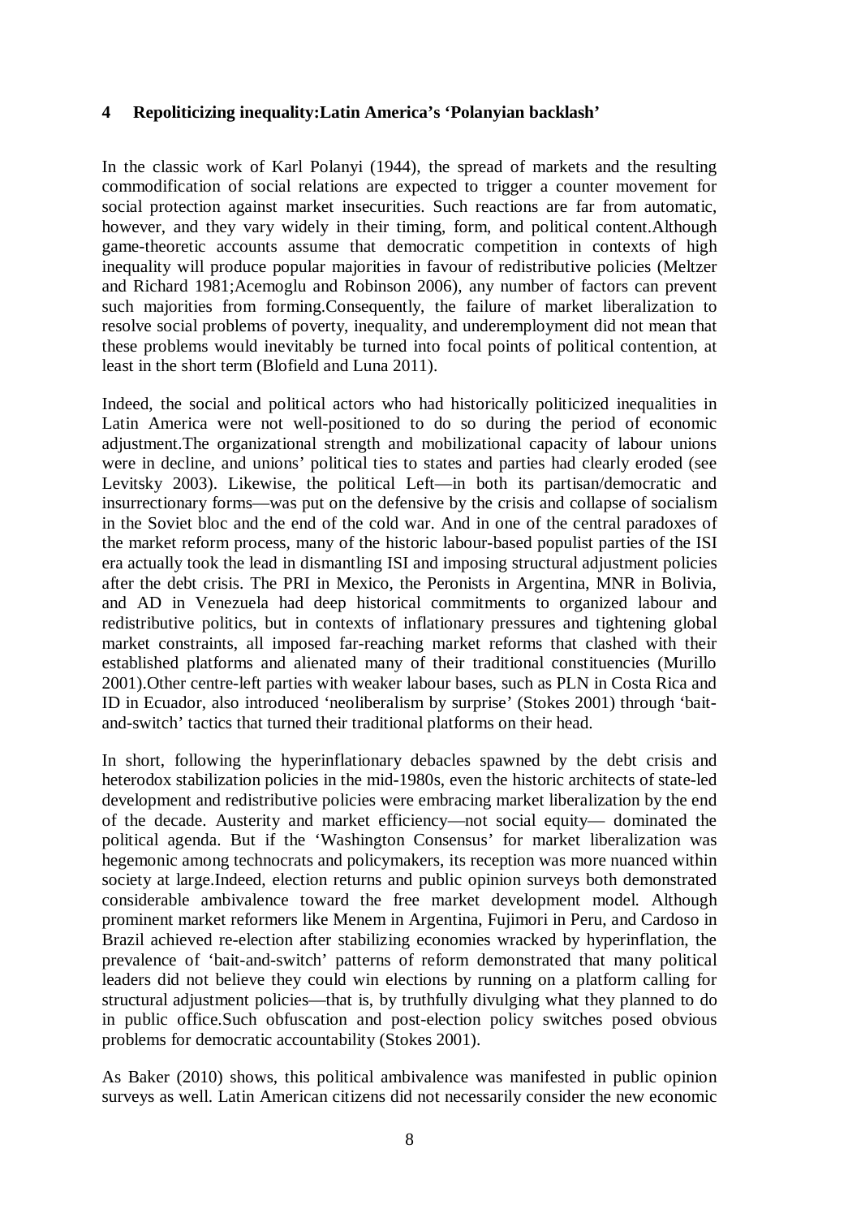## 4 Repoliticizing inequality:Latin America's 'Polanyian backlash'

In the classic work of Karl Polanyi (1944), the spread of markets and the resulting commodification of social relations are expected to trigger a counter movement for social protection against market insecurities. Such reactions are far from automatic, however, and they vary widely in their timing, form, and political content.Although game-theoretic accounts assume that democratic competition in contexts of high inequality will produce popular majorities in favour of redistributive policies (Meltzer and Richard 1981;Acemoglu and Robinson 2006), any number of factors can prevent such majorities from forming.Consequently, the failure of market liberalization to resolve social problems of poverty, inequality, and underemployment did not mean that these problems would inevitably be turned into focal points of political contention, at least in the short term (Blofield and Luna 2011).

Indeed, the social and political actors who had historically politicized inequalities in Latin America were not well-positioned to do so during the period of economic adjustment.The organizational strength and mobilizational capacity of labour unions were in decline, and unions' political ties to states and parties had clearly eroded (see Levitsky 2003). Likewise, the political Left—in both its partisan/democratic and insurrectionary forms—was put on the defensive by the crisis and collapse of socialism in the Soviet bloc and the end of the cold war. And in one of the central paradoxes of the market reform process, many of the historic labour-based populist parties of the ISI era actually took the lead in dismantling ISI and imposing structural adjustment policies after the debt crisis. The PRI in Mexico, the Peronists in Argentina, MNR in Bolivia, and AD in Venezuela had deep historical commitments to organized labour and redistributive politics, but in contexts of inflationary pressures and tightening global market constraints, all imposed far-reaching market reforms that clashed with their established platforms and alienated many of their traditional constituencies (Murillo 2001).Other centre-left parties with weaker labour bases, such as PLN in Costa Rica and ID in Ecuador, also introduced 'neoliberalism by surprise' (Stokes 2001) through 'bait-and-switch' tactics that turned their traditional platforms on their head.

In short, following the hyperinflationary debacles spawned by the debt crisis and heterodox stabilization policies in the mid-1980s, even the historic architects of state-led development and redistributive policies were embracing market liberalization by the end of the decade. Austerity and market efficiency—not social equity— dominated the political agenda. But if the 'Washington Consensus' for market liberalization was hegemonic among technocrats and policymakers, its reception was more nuanced within society at large.Indeed, election returns and public opinion surveys both demonstrated considerable ambivalence toward the free market development model. Although prominent market reformers like Menem in Argentina, Fujimori in Peru, and Cardoso in Brazil achieved re-election after stabilizing economies wracked by hyperinflation, the prevalence of 'bait-and-switch' patterns of reform demonstrated that many political leaders did not believe they could win elections by running on a platform calling for structural adjustment policies—that is, by truthfully divulging what they planned to do in public office.Such obfuscation and post-election policy switches posed obvious problems for democratic accountability (Stokes 2001).

As Baker (2010) shows, this political ambivalence was manifested in public opinion surveys as well. Latin American citizens did not necessarily consider the new economic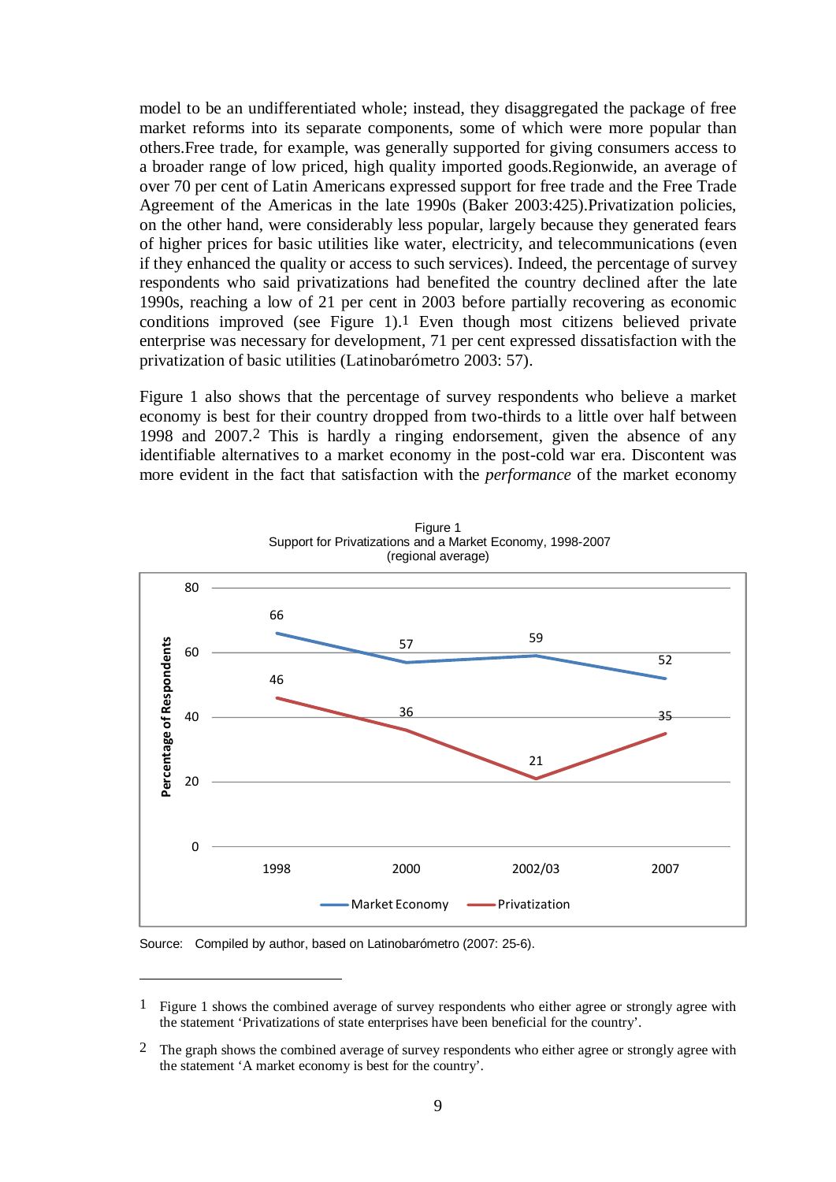model to be an undifferentiated whole; instead, they disaggregated the package of free market reforms into its separate components, some of which were more popular than others.Free trade, for example, was generally supported for giving consumers access to a broader range of low priced, high quality imported goods.Regionwide, an average of over 70 per cent of Latin Americans expressed support for free trade and the Free Trade Agreement of the Americas in the late 1990s (Baker 2003:425).Privatization policies, on the other hand, were considerably less popular, largely because they generated fears of higher prices for basic utilities like water, electricity, and telecommunications (even if they enhanced the quality or access to such services). Indeed, the percentage of survey respondents who said privatizations had benefited the country declined after the late 1990s, reaching a low of 21 per cent in 2003 before partially recovering as economic conditions improved (see Figure 1).[1] Even though most citizens believed private enterprise was necessary for development, 71 per cent expressed dissatisfaction with the privatization of basic utilities (Latinobarómetro 2003: 57).

Figure 1 also shows that the percentage of survey respondents who believe a market economy is best for their country dropped from two-thirds to a little over half between 1998 and 2007.[2] This is hardly a ringing endorsement, given the absence of any identifiable alternatives to a market economy in the post-cold war era. Discontent was more evident in the fact that satisfaction with the *performance* of the market economy

Figure 1
Support for Privatizations and a Market Economy, 1998-2007
(regional average)

| Percentage of Respondents | 1998 | 2000 | 2002/03 | 2007 |
|---|---|---|---|---|
| Market Economy | 66 | 57 | 59 | 52 |
| Privatization | 46 | 36 | 21 | 35 |

Source: Compiled by author, based on Latinobarómetro (2007: 25-6).

[1] Figure 1 shows the combined average of survey respondents who either agree or strongly agree with the statement 'Privatizations of state enterprises have been beneficial for the country'.

[2] The graph shows the combined average of survey respondents who either agree or strongly agree with the statement 'A market economy is best for the country'.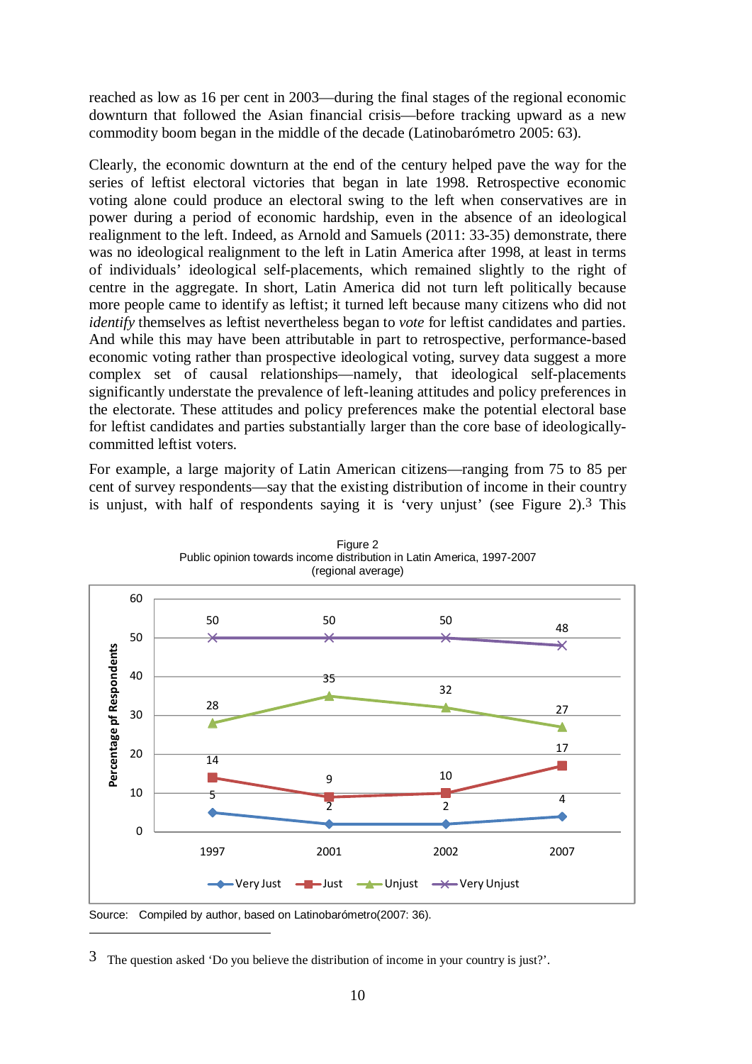reached as low as 16 per cent in 2003—during the final stages of the regional economic downturn that followed the Asian financial crisis—before tracking upward as a new commodity boom began in the middle of the decade (Latinobarómetro 2005: 63).

Clearly, the economic downturn at the end of the century helped pave the way for the series of leftist electoral victories that began in late 1998. Retrospective economic voting alone could produce an electoral swing to the left when conservatives are in power during a period of economic hardship, even in the absence of an ideological realignment to the left. Indeed, as Arnold and Samuels (2011: 33-35) demonstrate, there was no ideological realignment to the left in Latin America after 1998, at least in terms of individuals' ideological self-placements, which remained slightly to the right of centre in the aggregate. In short, Latin America did not turn left politically because more people came to identify as leftist; it turned left because many citizens who did not *identify* themselves as leftist nevertheless began to *vote* for leftist candidates and parties. And while this may have been attributable in part to retrospective, performance-based economic voting rather than prospective ideological voting, survey data suggest a more complex set of causal relationships—namely, that ideological self-placements significantly understate the prevalence of left-leaning attitudes and policy preferences in the electorate. These attitudes and policy preferences make the potential electoral base for leftist candidates and parties substantially larger than the core base of ideologically-committed leftist voters.

For example, a large majority of Latin American citizens—ranging from 75 to 85 per cent of survey respondents—say that the existing distribution of income in their country is unjust, with half of respondents saying it is 'very unjust' (see Figure 2).[3] This

Figure 2
Public opinion towards income distribution in Latin America, 1997-2007
(regional average)

| Percentage of Respondents | 1997 | 2001 | 2002 | 2007 |
|---|---|---|---|---|
| Very Just | 5 | 2 | 2 | 4 |
| Just | 14 | 9 | 10 | 17 |
| Unjust | 28 | 35 | 32 | 27 |
| Very Unjust | 50 | 50 | 50 | 48 |

Source: Compiled by author, based on Latinobarómetro(2007: 36).

[3] The question asked 'Do you believe the distribution of income in your country is just?'.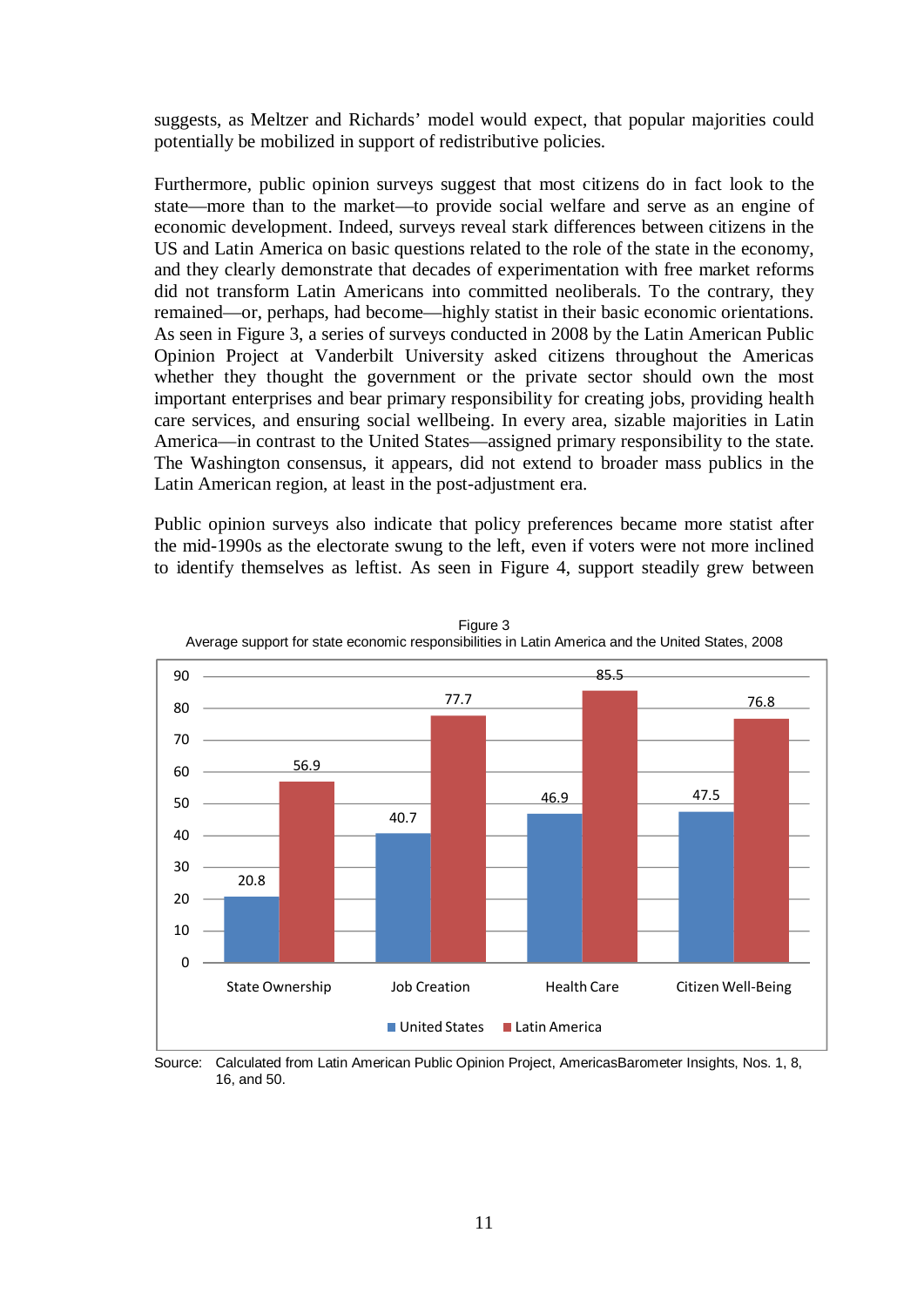suggests, as Meltzer and Richards' model would expect, that popular majorities could potentially be mobilized in support of redistributive policies.

Furthermore, public opinion surveys suggest that most citizens do in fact look to the state—more than to the market—to provide social welfare and serve as an engine of economic development. Indeed, surveys reveal stark differences between citizens in the US and Latin America on basic questions related to the role of the state in the economy, and they clearly demonstrate that decades of experimentation with free market reforms did not transform Latin Americans into committed neoliberals. To the contrary, they remained—or, perhaps, had become—highly statist in their basic economic orientations. As seen in Figure 3, a series of surveys conducted in 2008 by the Latin American Public Opinion Project at Vanderbilt University asked citizens throughout the Americas whether they thought the government or the private sector should own the most important enterprises and bear primary responsibility for creating jobs, providing health care services, and ensuring social wellbeing. In every area, sizable majorities in Latin America—in contrast to the United States—assigned primary responsibility to the state. The Washington consensus, it appears, did not extend to broader mass publics in the Latin American region, at least in the post-adjustment era.

Public opinion surveys also indicate that policy preferences became more statist after the mid-1990s as the electorate swung to the left, even if voters were not more inclined to identify themselves as leftist. As seen in Figure 4, support steadily grew between

Figure 3
Average support for state economic responsibilities in Latin America and the United States, 2008

| | United States | Latin America |
|---|---|---|
| State Ownership | 20.8 | 56.9 |
| Job Creation | 40.7 | 77.7 |
| Health Care | 46.9 | 85.5 |
| Citizen Well-Being | 47.5 | 76.8 |

Source: Calculated from Latin American Public Opinion Project, AmericasBarometer Insights, Nos. 1, 8, 16, and 50.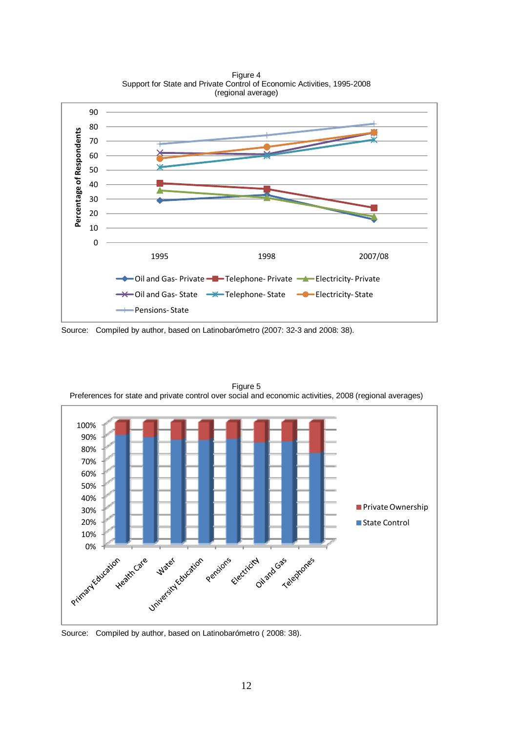Figure 4
Support for State and Private Control of Economic Activities, 1995-2008
(regional average)

Source: Compiled by author, based on Latinobarómetro (2007: 32-3 and 2008: 38).

Figure 5
Preferences for state and private control over social and economic activities, 2008 (regional averages)

Source: Compiled by author, based on Latinobarómetro ( 2008: 38).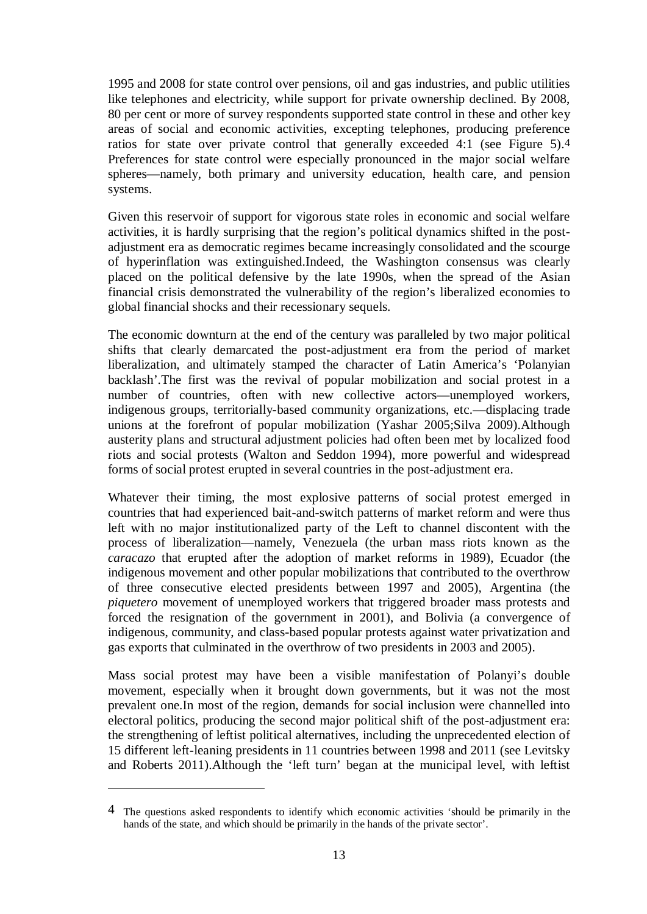1995 and 2008 for state control over pensions, oil and gas industries, and public utilities like telephones and electricity, while support for private ownership declined. By 2008, 80 per cent or more of survey respondents supported state control in these and other key areas of social and economic activities, excepting telephones, producing preference ratios for state over private control that generally exceeded 4:1 (see Figure 5).[4] Preferences for state control were especially pronounced in the major social welfare spheres—namely, both primary and university education, health care, and pension systems.

Given this reservoir of support for vigorous state roles in economic and social welfare activities, it is hardly surprising that the region's political dynamics shifted in the post-adjustment era as democratic regimes became increasingly consolidated and the scourge of hyperinflation was extinguished.Indeed, the Washington consensus was clearly placed on the political defensive by the late 1990s, when the spread of the Asian financial crisis demonstrated the vulnerability of the region's liberalized economies to global financial shocks and their recessionary sequels.

The economic downturn at the end of the century was paralleled by two major political shifts that clearly demarcated the post-adjustment era from the period of market liberalization, and ultimately stamped the character of Latin America's 'Polanyian backlash'.The first was the revival of popular mobilization and social protest in a number of countries, often with new collective actors—unemployed workers, indigenous groups, territorially-based community organizations, etc.—displacing trade unions at the forefront of popular mobilization (Yashar 2005;Silva 2009).Although austerity plans and structural adjustment policies had often been met by localized food riots and social protests (Walton and Seddon 1994), more powerful and widespread forms of social protest erupted in several countries in the post-adjustment era.

Whatever their timing, the most explosive patterns of social protest emerged in countries that had experienced bait-and-switch patterns of market reform and were thus left with no major institutionalized party of the Left to channel discontent with the process of liberalization—namely, Venezuela (the urban mass riots known as the *caracazo* that erupted after the adoption of market reforms in 1989), Ecuador (the indigenous movement and other popular mobilizations that contributed to the overthrow of three consecutive elected presidents between 1997 and 2005), Argentina (the *piquetero* movement of unemployed workers that triggered broader mass protests and forced the resignation of the government in 2001), and Bolivia (a convergence of indigenous, community, and class-based popular protests against water privatization and gas exports that culminated in the overthrow of two presidents in 2003 and 2005).

Mass social protest may have been a visible manifestation of Polanyi's double movement, especially when it brought down governments, but it was not the most prevalent one.In most of the region, demands for social inclusion were channelled into electoral politics, producing the second major political shift of the post-adjustment era: the strengthening of leftist political alternatives, including the unprecedented election of 15 different left-leaning presidents in 11 countries between 1998 and 2011 (see Levitsky and Roberts 2011).Although the 'left turn' began at the municipal level, with leftist

---

[4] The questions asked respondents to identify which economic activities 'should be primarily in the hands of the state, and which should be primarily in the hands of the private sector'.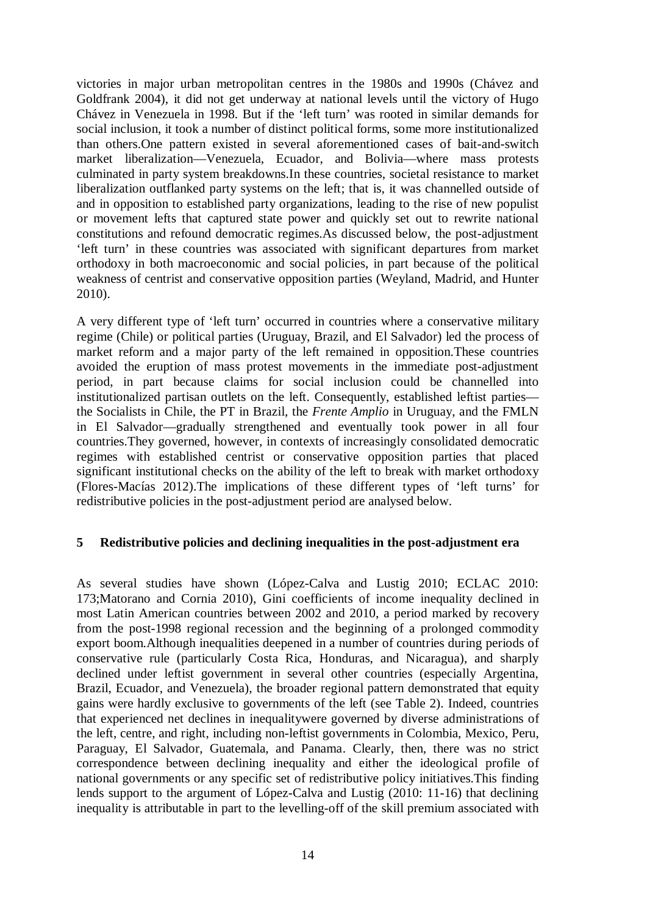victories in major urban metropolitan centres in the 1980s and 1990s (Chávez and Goldfrank 2004), it did not get underway at national levels until the victory of Hugo Chávez in Venezuela in 1998. But if the 'left turn' was rooted in similar demands for social inclusion, it took a number of distinct political forms, some more institutionalized than others.One pattern existed in several aforementioned cases of bait-and-switch market liberalization—Venezuela, Ecuador, and Bolivia—where mass protests culminated in party system breakdowns.In these countries, societal resistance to market liberalization outflanked party systems on the left; that is, it was channelled outside of and in opposition to established party organizations, leading to the rise of new populist or movement lefts that captured state power and quickly set out to rewrite national constitutions and refound democratic regimes.As discussed below, the post-adjustment 'left turn' in these countries was associated with significant departures from market orthodoxy in both macroeconomic and social policies, in part because of the political weakness of centrist and conservative opposition parties (Weyland, Madrid, and Hunter 2010).

A very different type of 'left turn' occurred in countries where a conservative military regime (Chile) or political parties (Uruguay, Brazil, and El Salvador) led the process of market reform and a major party of the left remained in opposition.These countries avoided the eruption of mass protest movements in the immediate post-adjustment period, in part because claims for social inclusion could be channelled into institutionalized partisan outlets on the left. Consequently, established leftist parties—the Socialists in Chile, the PT in Brazil, the *Frente Amplio* in Uruguay, and the FMLN in El Salvador—gradually strengthened and eventually took power in all four countries.They governed, however, in contexts of increasingly consolidated democratic regimes with established centrist or conservative opposition parties that placed significant institutional checks on the ability of the left to break with market orthodoxy (Flores-Macías 2012).The implications of these different types of 'left turns' for redistributive policies in the post-adjustment period are analysed below.

## 5 Redistributive policies and declining inequalities in the post-adjustment era

As several studies have shown (López-Calva and Lustig 2010; ECLAC 2010: 173;Matorano and Cornia 2010), Gini coefficients of income inequality declined in most Latin American countries between 2002 and 2010, a period marked by recovery from the post-1998 regional recession and the beginning of a prolonged commodity export boom.Although inequalities deepened in a number of countries during periods of conservative rule (particularly Costa Rica, Honduras, and Nicaragua), and sharply declined under leftist government in several other countries (especially Argentina, Brazil, Ecuador, and Venezuela), the broader regional pattern demonstrated that equity gains were hardly exclusive to governments of the left (see Table 2). Indeed, countries that experienced net declines in inequalitywere governed by diverse administrations of the left, centre, and right, including non-leftist governments in Colombia, Mexico, Peru, Paraguay, El Salvador, Guatemala, and Panama. Clearly, then, there was no strict correspondence between declining inequality and either the ideological profile of national governments or any specific set of redistributive policy initiatives.This finding lends support to the argument of López-Calva and Lustig (2010: 11-16) that declining inequality is attributable in part to the levelling-off of the skill premium associated with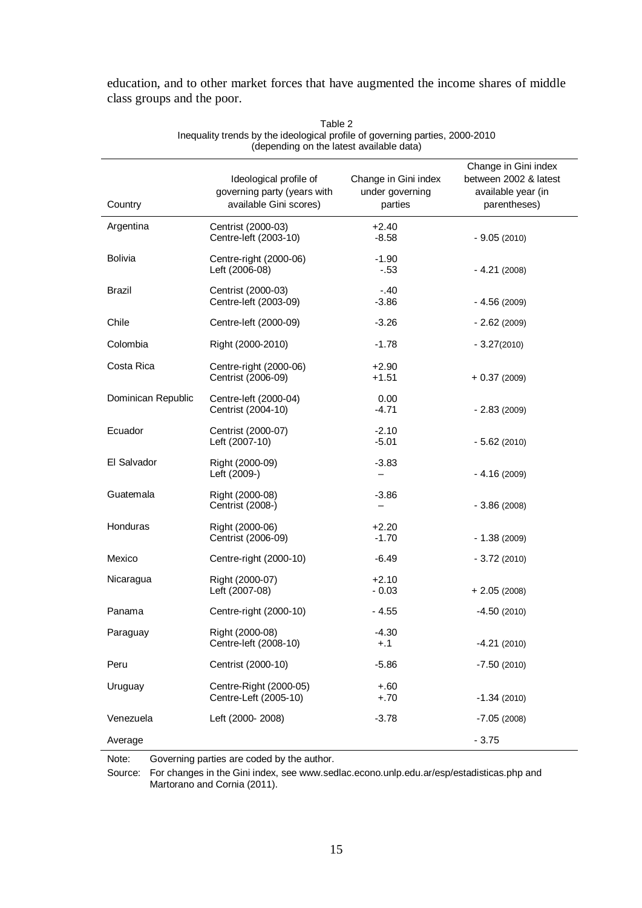education, and to other market forces that have augmented the income shares of middle class groups and the poor.

Table 2
Inequality trends by the ideological profile of governing parties, 2000-2010
(depending on the latest available data)

| Country | Ideological profile of governing party (years with available Gini scores) | Change in Gini index under governing parties | Change in Gini index between 2002 & latest available year (in parentheses) |
|---|---|---|---|
| Argentina | Centrist (2000-03)<br>Centre-left (2003-10) | +2.40<br>-8.58 | - 9.05 (2010) |
| Bolivia | Centre-right (2000-06)<br>Left (2006-08) | -1.90<br>-.53 | - 4.21 (2008) |
| Brazil | Centrist (2000-03)<br>Centre-left (2003-09) | -.40<br>-3.86 | - 4.56 (2009) |
| Chile | Centre-left (2000-09) | -3.26 | - 2.62 (2009) |
| Colombia | Right (2000-2010) | -1.78 | - 3.27(2010) |
| Costa Rica | Centre-right (2000-06)<br>Centrist (2006-09) | +2.90<br>+1.51 | + 0.37 (2009) |
| Dominican Republic | Centre-left (2000-04)<br>Centrist (2004-10) | 0.00<br>-4.71 | - 2.83 (2009) |
| Ecuador | Centrist (2000-07)<br>Left (2007-10) | -2.10<br>-5.01 | - 5.62 (2010) |
| El Salvador | Right (2000-09)<br>Left (2009-) | -3.83<br>– | - 4.16 (2009) |
| Guatemala | Right (2000-08)<br>Centrist (2008-) | -3.86<br>– | - 3.86 (2008) |
| Honduras | Right (2000-06)<br>Centrist (2006-09) | +2.20<br>-1.70 | - 1.38 (2009) |
| Mexico | Centre-right (2000-10) | -6.49 | - 3.72 (2010) |
| Nicaragua | Right (2000-07)<br>Left (2007-08) | +2.10<br>- 0.03 | + 2.05 (2008) |
| Panama | Centre-right (2000-10) | - 4.55 | -4.50 (2010) |
| Paraguay | Right (2000-08)<br>Centre-left (2008-10) | -4.30<br>+.1 | -4.21 (2010) |
| Peru | Centrist (2000-10) | -5.86 | -7.50 (2010) |
| Uruguay | Centre-Right (2000-05)<br>Centre-Left (2005-10) | +.60<br>+.70 | -1.34 (2010) |
| Venezuela | Left (2000- 2008) | -3.78 | -7.05 (2008) |
| Average | | | - 3.75 |

Note: Governing parties are coded by the author.

Source: For changes in the Gini index, see www.sedlac.econo.unlp.edu.ar/esp/estadisticas.php and Martorano and Cornia (2011).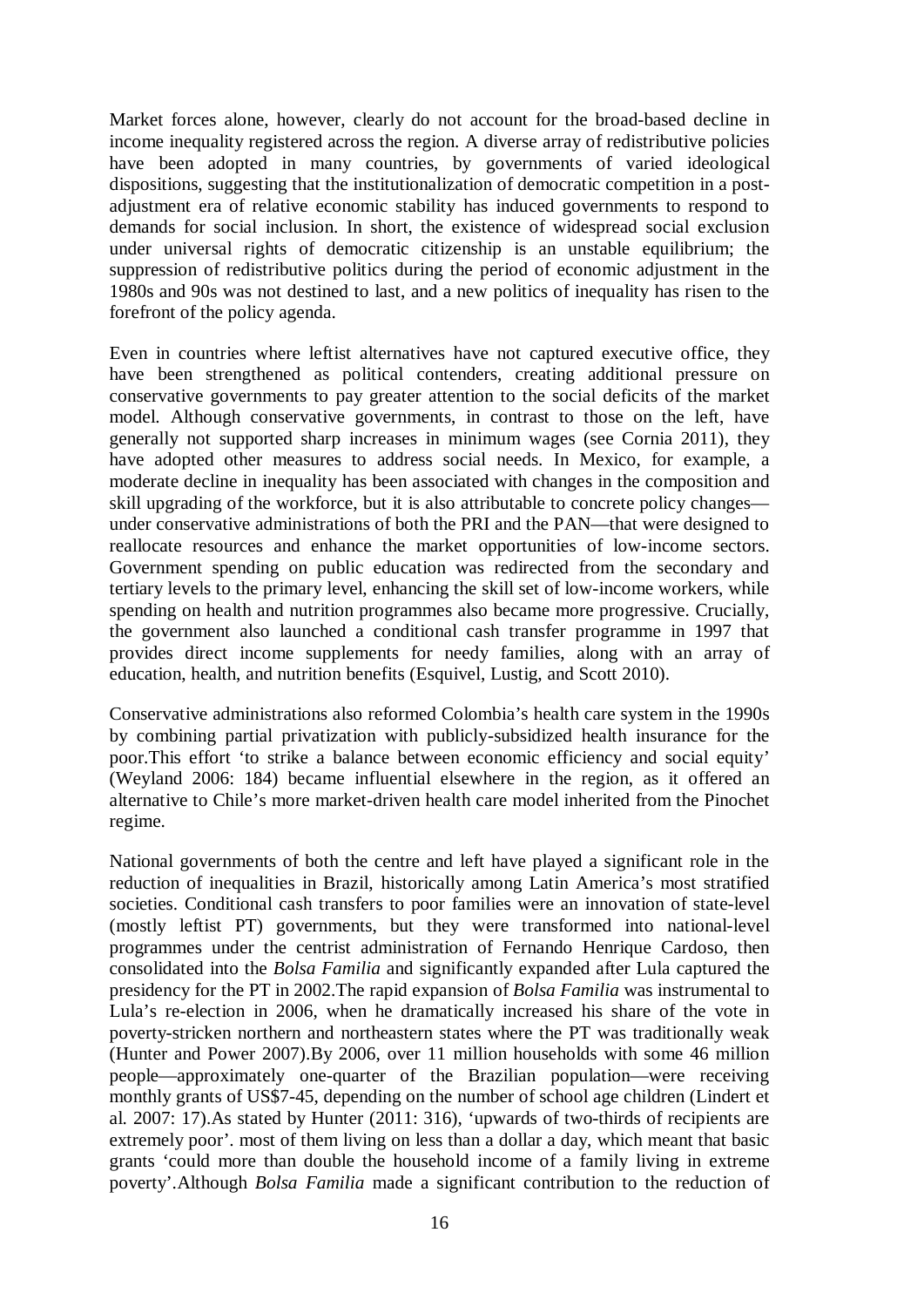Market forces alone, however, clearly do not account for the broad-based decline in income inequality registered across the region. A diverse array of redistributive policies have been adopted in many countries, by governments of varied ideological dispositions, suggesting that the institutionalization of democratic competition in a post-adjustment era of relative economic stability has induced governments to respond to demands for social inclusion. In short, the existence of widespread social exclusion under universal rights of democratic citizenship is an unstable equilibrium; the suppression of redistributive politics during the period of economic adjustment in the 1980s and 90s was not destined to last, and a new politics of inequality has risen to the forefront of the policy agenda.

Even in countries where leftist alternatives have not captured executive office, they have been strengthened as political contenders, creating additional pressure on conservative governments to pay greater attention to the social deficits of the market model. Although conservative governments, in contrast to those on the left, have generally not supported sharp increases in minimum wages (see Cornia 2011), they have adopted other measures to address social needs. In Mexico, for example, a moderate decline in inequality has been associated with changes in the composition and skill upgrading of the workforce, but it is also attributable to concrete policy changes—under conservative administrations of both the PRI and the PAN—that were designed to reallocate resources and enhance the market opportunities of low-income sectors. Government spending on public education was redirected from the secondary and tertiary levels to the primary level, enhancing the skill set of low-income workers, while spending on health and nutrition programmes also became more progressive. Crucially, the government also launched a conditional cash transfer programme in 1997 that provides direct income supplements for needy families, along with an array of education, health, and nutrition benefits (Esquivel, Lustig, and Scott 2010).

Conservative administrations also reformed Colombia's health care system in the 1990s by combining partial privatization with publicly-subsidized health insurance for the poor.This effort 'to strike a balance between economic efficiency and social equity' (Weyland 2006: 184) became influential elsewhere in the region, as it offered an alternative to Chile's more market-driven health care model inherited from the Pinochet regime.

National governments of both the centre and left have played a significant role in the reduction of inequalities in Brazil, historically among Latin America's most stratified societies. Conditional cash transfers to poor families were an innovation of state-level (mostly leftist PT) governments, but they were transformed into national-level programmes under the centrist administration of Fernando Henrique Cardoso, then consolidated into the *Bolsa Familia* and significantly expanded after Lula captured the presidency for the PT in 2002.The rapid expansion of *Bolsa Familia* was instrumental to Lula's re-election in 2006, when he dramatically increased his share of the vote in poverty-stricken northern and northeastern states where the PT was traditionally weak (Hunter and Power 2007).By 2006, over 11 million households with some 46 million people—approximately one-quarter of the Brazilian population—were receiving monthly grants of US$7-45, depending on the number of school age children (Lindert et al. 2007: 17).As stated by Hunter (2011: 316), 'upwards of two-thirds of recipients are extremely poor'. most of them living on less than a dollar a day, which meant that basic grants 'could more than double the household income of a family living in extreme poverty'.Although *Bolsa Familia* made a significant contribution to the reduction of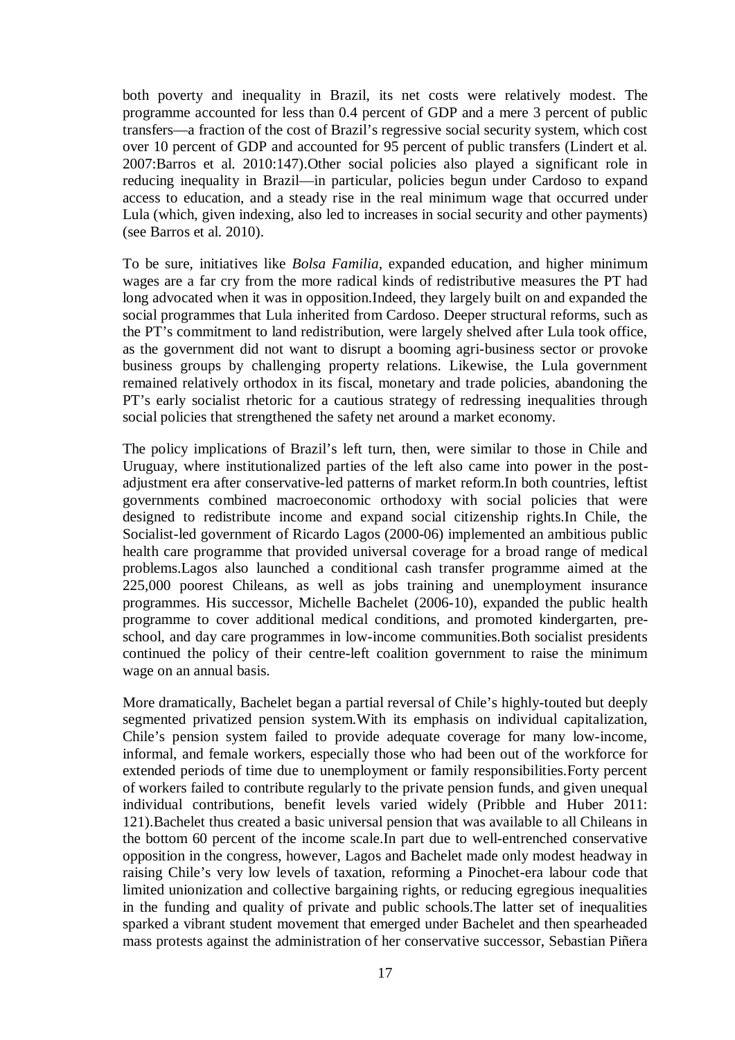both poverty and inequality in Brazil, its net costs were relatively modest. The programme accounted for less than 0.4 percent of GDP and a mere 3 percent of public transfers—a fraction of the cost of Brazil's regressive social security system, which cost over 10 percent of GDP and accounted for 95 percent of public transfers (Lindert et al. 2007:Barros et al. 2010:147).Other social policies also played a significant role in reducing inequality in Brazil—in particular, policies begun under Cardoso to expand access to education, and a steady rise in the real minimum wage that occurred under Lula (which, given indexing, also led to increases in social security and other payments) (see Barros et al. 2010).

To be sure, initiatives like *Bolsa Familia*, expanded education, and higher minimum wages are a far cry from the more radical kinds of redistributive measures the PT had long advocated when it was in opposition.Indeed, they largely built on and expanded the social programmes that Lula inherited from Cardoso. Deeper structural reforms, such as the PT's commitment to land redistribution, were largely shelved after Lula took office, as the government did not want to disrupt a booming agri-business sector or provoke business groups by challenging property relations. Likewise, the Lula government remained relatively orthodox in its fiscal, monetary and trade policies, abandoning the PT's early socialist rhetoric for a cautious strategy of redressing inequalities through social policies that strengthened the safety net around a market economy.

The policy implications of Brazil's left turn, then, were similar to those in Chile and Uruguay, where institutionalized parties of the left also came into power in the post-adjustment era after conservative-led patterns of market reform.In both countries, leftist governments combined macroeconomic orthodoxy with social policies that were designed to redistribute income and expand social citizenship rights.In Chile, the Socialist-led government of Ricardo Lagos (2000-06) implemented an ambitious public health care programme that provided universal coverage for a broad range of medical problems.Lagos also launched a conditional cash transfer programme aimed at the 225,000 poorest Chileans, as well as jobs training and unemployment insurance programmes. His successor, Michelle Bachelet (2006-10), expanded the public health programme to cover additional medical conditions, and promoted kindergarten, pre-school, and day care programmes in low-income communities.Both socialist presidents continued the policy of their centre-left coalition government to raise the minimum wage on an annual basis.

More dramatically, Bachelet began a partial reversal of Chile's highly-touted but deeply segmented privatized pension system.With its emphasis on individual capitalization, Chile's pension system failed to provide adequate coverage for many low-income, informal, and female workers, especially those who had been out of the workforce for extended periods of time due to unemployment or family responsibilities.Forty percent of workers failed to contribute regularly to the private pension funds, and given unequal individual contributions, benefit levels varied widely (Pribble and Huber 2011: 121).Bachelet thus created a basic universal pension that was available to all Chileans in the bottom 60 percent of the income scale.In part due to well-entrenched conservative opposition in the congress, however, Lagos and Bachelet made only modest headway in raising Chile's very low levels of taxation, reforming a Pinochet-era labour code that limited unionization and collective bargaining rights, or reducing egregious inequalities in the funding and quality of private and public schools.The latter set of inequalities sparked a vibrant student movement that emerged under Bachelet and then spearheaded mass protests against the administration of her conservative successor, Sebastian Piñera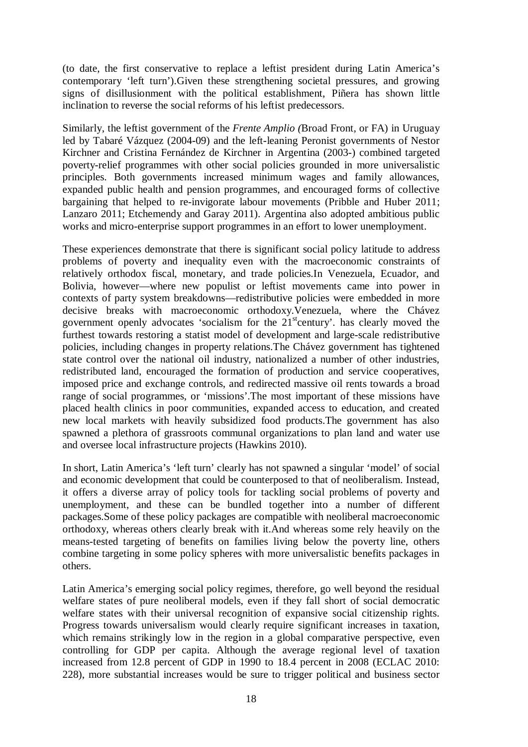(to date, the first conservative to replace a leftist president during Latin America's contemporary 'left turn').Given these strengthening societal pressures, and growing signs of disillusionment with the political establishment, Piñera has shown little inclination to reverse the social reforms of his leftist predecessors.

Similarly, the leftist government of the *Frente Amplio (*Broad Front, or FA) in Uruguay led by Tabaré Vázquez (2004-09) and the left-leaning Peronist governments of Nestor Kirchner and Cristina Fernández de Kirchner in Argentina (2003-) combined targeted poverty-relief programmes with other social policies grounded in more universalistic principles. Both governments increased minimum wages and family allowances, expanded public health and pension programmes, and encouraged forms of collective bargaining that helped to re-invigorate labour movements (Pribble and Huber 2011; Lanzaro 2011; Etchemendy and Garay 2011). Argentina also adopted ambitious public works and micro-enterprise support programmes in an effort to lower unemployment.

These experiences demonstrate that there is significant social policy latitude to address problems of poverty and inequality even with the macroeconomic constraints of relatively orthodox fiscal, monetary, and trade policies.In Venezuela, Ecuador, and Bolivia, however—where new populist or leftist movements came into power in contexts of party system breakdowns—redistributive policies were embedded in more decisive breaks with macroeconomic orthodoxy.Venezuela, where the Chávez government openly advocates 'socialism for the 21st century'. has clearly moved the furthest towards restoring a statist model of development and large-scale redistributive policies, including changes in property relations.The Chávez government has tightened state control over the national oil industry, nationalized a number of other industries, redistributed land, encouraged the formation of production and service cooperatives, imposed price and exchange controls, and redirected massive oil rents towards a broad range of social programmes, or 'missions'.The most important of these missions have placed health clinics in poor communities, expanded access to education, and created new local markets with heavily subsidized food products.The government has also spawned a plethora of grassroots communal organizations to plan land and water use and oversee local infrastructure projects (Hawkins 2010).

In short, Latin America's 'left turn' clearly has not spawned a singular 'model' of social and economic development that could be counterposed to that of neoliberalism. Instead, it offers a diverse array of policy tools for tackling social problems of poverty and unemployment, and these can be bundled together into a number of different packages.Some of these policy packages are compatible with neoliberal macroeconomic orthodoxy, whereas others clearly break with it.And whereas some rely heavily on the means-tested targeting of benefits on families living below the poverty line, others combine targeting in some policy spheres with more universalistic benefits packages in others.

Latin America's emerging social policy regimes, therefore, go well beyond the residual welfare states of pure neoliberal models, even if they fall short of social democratic welfare states with their universal recognition of expansive social citizenship rights. Progress towards universalism would clearly require significant increases in taxation, which remains strikingly low in the region in a global comparative perspective, even controlling for GDP per capita. Although the average regional level of taxation increased from 12.8 percent of GDP in 1990 to 18.4 percent in 2008 (ECLAC 2010: 228), more substantial increases would be sure to trigger political and business sector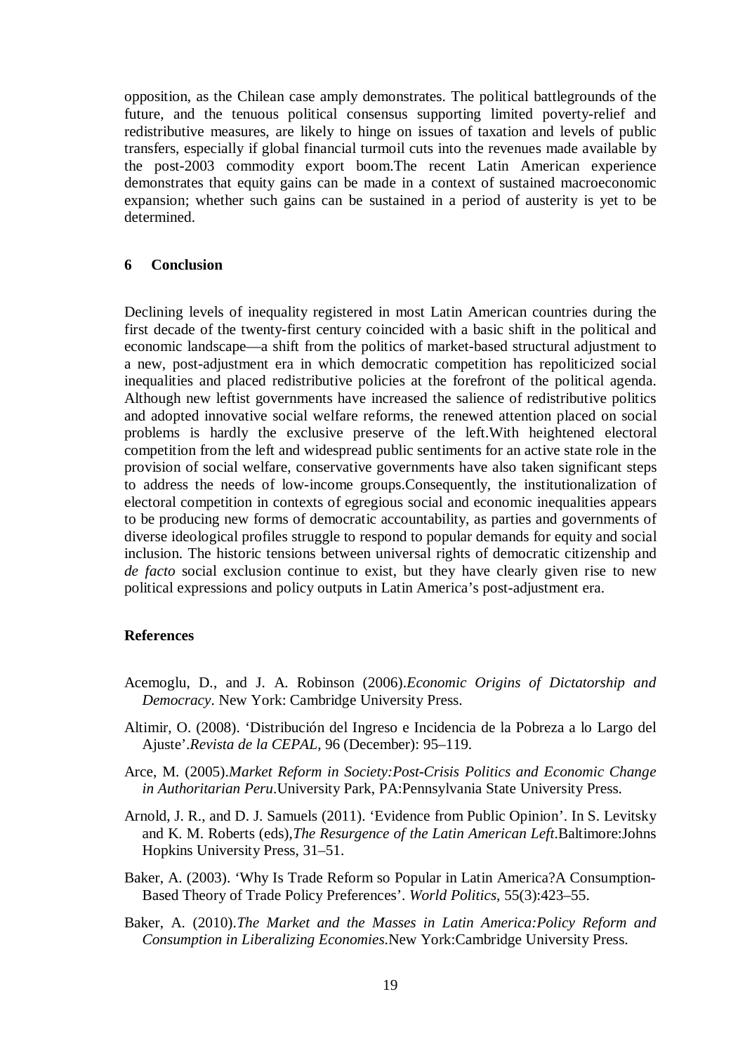opposition, as the Chilean case amply demonstrates. The political battlegrounds of the future, and the tenuous political consensus supporting limited poverty-relief and redistributive measures, are likely to hinge on issues of taxation and levels of public transfers, especially if global financial turmoil cuts into the revenues made available by the post-2003 commodity export boom.The recent Latin American experience demonstrates that equity gains can be made in a context of sustained macroeconomic expansion; whether such gains can be sustained in a period of austerity is yet to be determined.

## 6 Conclusion

Declining levels of inequality registered in most Latin American countries during the first decade of the twenty-first century coincided with a basic shift in the political and economic landscape—a shift from the politics of market-based structural adjustment to a new, post-adjustment era in which democratic competition has repoliticized social inequalities and placed redistributive policies at the forefront of the political agenda. Although new leftist governments have increased the salience of redistributive politics and adopted innovative social welfare reforms, the renewed attention placed on social problems is hardly the exclusive preserve of the left.With heightened electoral competition from the left and widespread public sentiments for an active state role in the provision of social welfare, conservative governments have also taken significant steps to address the needs of low-income groups.Consequently, the institutionalization of electoral competition in contexts of egregious social and economic inequalities appears to be producing new forms of democratic accountability, as parties and governments of diverse ideological profiles struggle to respond to popular demands for equity and social inclusion. The historic tensions between universal rights of democratic citizenship and *de facto* social exclusion continue to exist, but they have clearly given rise to new political expressions and policy outputs in Latin America's post-adjustment era.

## References

Acemoglu, D., and J. A. Robinson (2006).*Economic Origins of Dictatorship and Democracy*. New York: Cambridge University Press.

Altimir, O. (2008). 'Distribución del Ingreso e Incidencia de la Pobreza a lo Largo del Ajuste'.*Revista de la CEPAL*, 96 (December): 95–119.

Arce, M. (2005).*Market Reform in Society:Post-Crisis Politics and Economic Change in Authoritarian Peru*.University Park, PA:Pennsylvania State University Press.

Arnold, J. R., and D. J. Samuels (2011). 'Evidence from Public Opinion'. In S. Levitsky and K. M. Roberts (eds),*The Resurgence of the Latin American Left*.Baltimore:Johns Hopkins University Press, 31–51.

Baker, A. (2003). 'Why Is Trade Reform so Popular in Latin America?A Consumption-Based Theory of Trade Policy Preferences'. *World Politics*, 55(3):423–55.

Baker, A. (2010).*The Market and the Masses in Latin America:Policy Reform and Consumption in Liberalizing Economies*.New York:Cambridge University Press.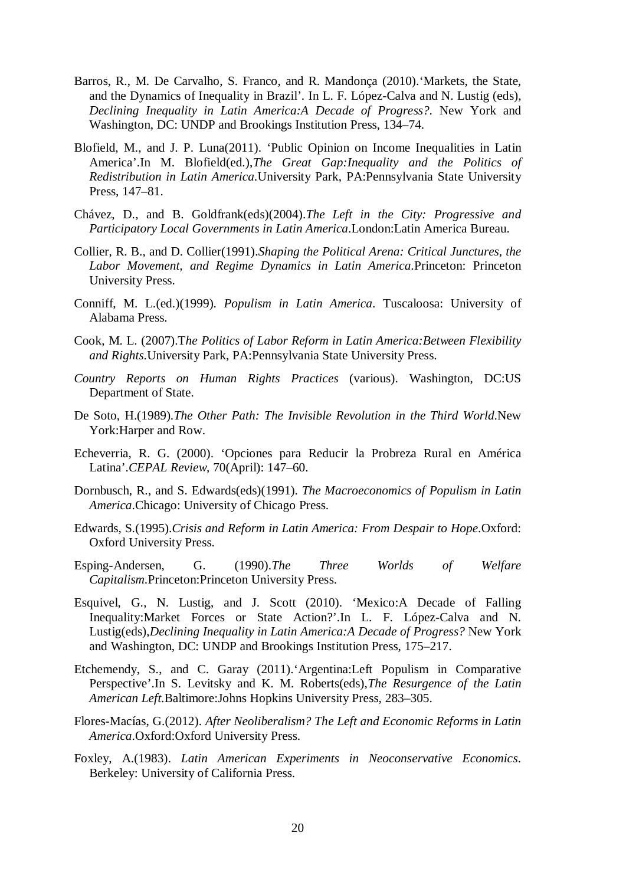Barros, R., M. De Carvalho, S. Franco, and R. Mandonça (2010).'Markets, the State, and the Dynamics of Inequality in Brazil'. In L. F. López-Calva and N. Lustig (eds), *Declining Inequality in Latin America:A Decade of Progress?*. New York and Washington, DC: UNDP and Brookings Institution Press, 134–74.

Blofield, M., and J. P. Luna(2011). 'Public Opinion on Income Inequalities in Latin America'.In M. Blofield(ed.),*The Great Gap:Inequality and the Politics of Redistribution in Latin America*.University Park, PA:Pennsylvania State University Press, 147–81.

Chávez, D., and B. Goldfrank(eds)(2004).*The Left in the City: Progressive and Participatory Local Governments in Latin America*.London:Latin America Bureau.

Collier, R. B., and D. Collier(1991).*Shaping the Political Arena: Critical Junctures, the Labor Movement, and Regime Dynamics in Latin America*.Princeton: Princeton University Press.

Conniff, M. L.(ed.)(1999). *Populism in Latin America*. Tuscaloosa: University of Alabama Press.

Cook, M. L. (2007).T*he Politics of Labor Reform in Latin America:Between Flexibility and Rights*.University Park, PA:Pennsylvania State University Press.

*Country Reports on Human Rights Practices* (various). Washington, DC:US Department of State.

De Soto, H.(1989).*The Other Path: The Invisible Revolution in the Third World*.New York:Harper and Row.

Echeverria, R. G. (2000). 'Opciones para Reducir la Probreza Rural en América Latina'.*CEPAL Review*, 70(April): 147–60.

Dornbusch, R., and S. Edwards(eds)(1991). *The Macroeconomics of Populism in Latin America*.Chicago: University of Chicago Press.

Edwards, S.(1995).*Crisis and Reform in Latin America: From Despair to Hope*.Oxford: Oxford University Press.

Esping-Andersen, G. (1990).*The Three Worlds of Welfare Capitalism*.Princeton:Princeton University Press.

Esquivel, G., N. Lustig, and J. Scott (2010). 'Mexico:A Decade of Falling Inequality:Market Forces or State Action?'.In L. F. López-Calva and N. Lustig(eds),*Declining Inequality in Latin America:A Decade of Progress?* New York and Washington, DC: UNDP and Brookings Institution Press, 175–217.

Etchemendy, S., and C. Garay (2011).'Argentina:Left Populism in Comparative Perspective'.In S. Levitsky and K. M. Roberts(eds),*The Resurgence of the Latin American Left*.Baltimore:Johns Hopkins University Press, 283–305.

Flores-Macías, G.(2012). *After Neoliberalism? The Left and Economic Reforms in Latin America*.Oxford:Oxford University Press.

Foxley, A.(1983). *Latin American Experiments in Neoconservative Economics*. Berkeley: University of California Press.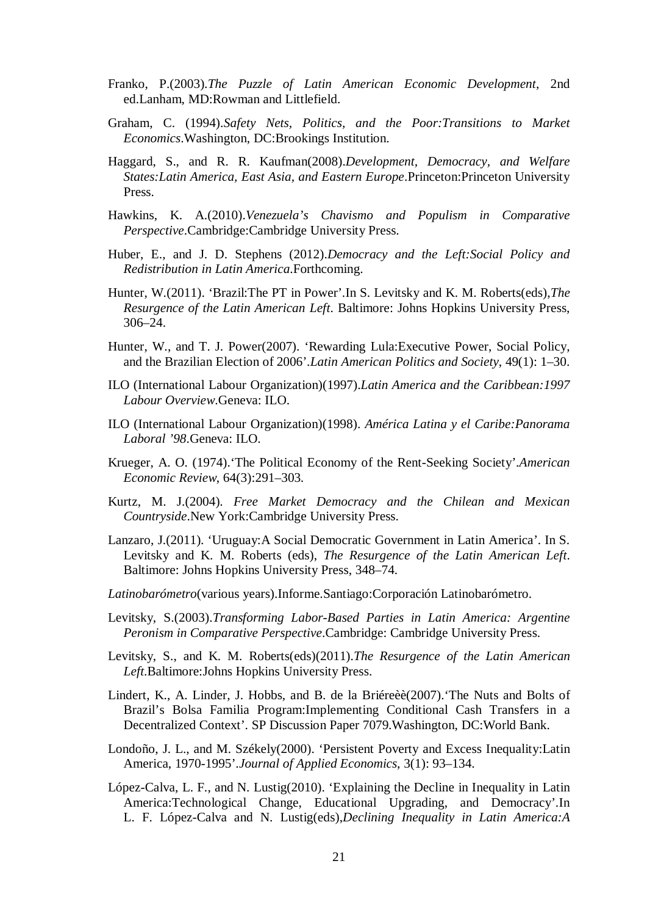Franko, P.(2003).*The Puzzle of Latin American Economic Development*, 2nd ed.Lanham, MD:Rowman and Littlefield.

Graham, C. (1994).*Safety Nets, Politics, and the Poor:Transitions to Market Economics*.Washington, DC:Brookings Institution.

Haggard, S., and R. R. Kaufman(2008).*Development, Democracy, and Welfare States:Latin America, East Asia, and Eastern Europe*.Princeton:Princeton University Press.

Hawkins, K. A.(2010).*Venezuela's Chavismo and Populism in Comparative Perspective*.Cambridge:Cambridge University Press.

Huber, E., and J. D. Stephens (2012).*Democracy and the Left:Social Policy and Redistribution in Latin America*.Forthcoming.

Hunter, W.(2011). 'Brazil:The PT in Power'.In S. Levitsky and K. M. Roberts(eds),*The Resurgence of the Latin American Left*. Baltimore: Johns Hopkins University Press, 306–24.

Hunter, W., and T. J. Power(2007). 'Rewarding Lula:Executive Power, Social Policy, and the Brazilian Election of 2006'.*Latin American Politics and Society*, 49(1): 1–30.

ILO (International Labour Organization)(1997).*Latin America and the Caribbean:1997 Labour Overview*.Geneva: ILO.

ILO (International Labour Organization)(1998). *América Latina y el Caribe:Panorama Laboral '98*.Geneva: ILO.

Krueger, A. O. (1974).'The Political Economy of the Rent-Seeking Society'.*American Economic Review*, 64(3):291–303.

Kurtz, M. J.(2004). *Free Market Democracy and the Chilean and Mexican Countryside*.New York:Cambridge University Press.

Lanzaro, J.(2011). 'Uruguay:A Social Democratic Government in Latin America'. In S. Levitsky and K. M. Roberts (eds), *The Resurgence of the Latin American Left*. Baltimore: Johns Hopkins University Press, 348–74.

*Latinobarómetro*(various years).Informe.Santiago:Corporación Latinobarómetro.

Levitsky, S.(2003).*Transforming Labor-Based Parties in Latin America: Argentine Peronism in Comparative Perspective*.Cambridge: Cambridge University Press.

Levitsky, S., and K. M. Roberts(eds)(2011).*The Resurgence of the Latin American Left*.Baltimore:Johns Hopkins University Press.

Lindert, K., A. Linder, J. Hobbs, and B. de la Briéreèè(2007).'The Nuts and Bolts of Brazil's Bolsa Familia Program:Implementing Conditional Cash Transfers in a Decentralized Context'. SP Discussion Paper 7079.Washington, DC:World Bank.

Londoño, J. L., and M. Székely(2000). 'Persistent Poverty and Excess Inequality:Latin America, 1970-1995'.*Journal of Applied Economics*, 3(1): 93–134.

López-Calva, L. F., and N. Lustig(2010). 'Explaining the Decline in Inequality in Latin America:Technological Change, Educational Upgrading, and Democracy'.In L. F. López-Calva and N. Lustig(eds),*Declining Inequality in Latin America:A*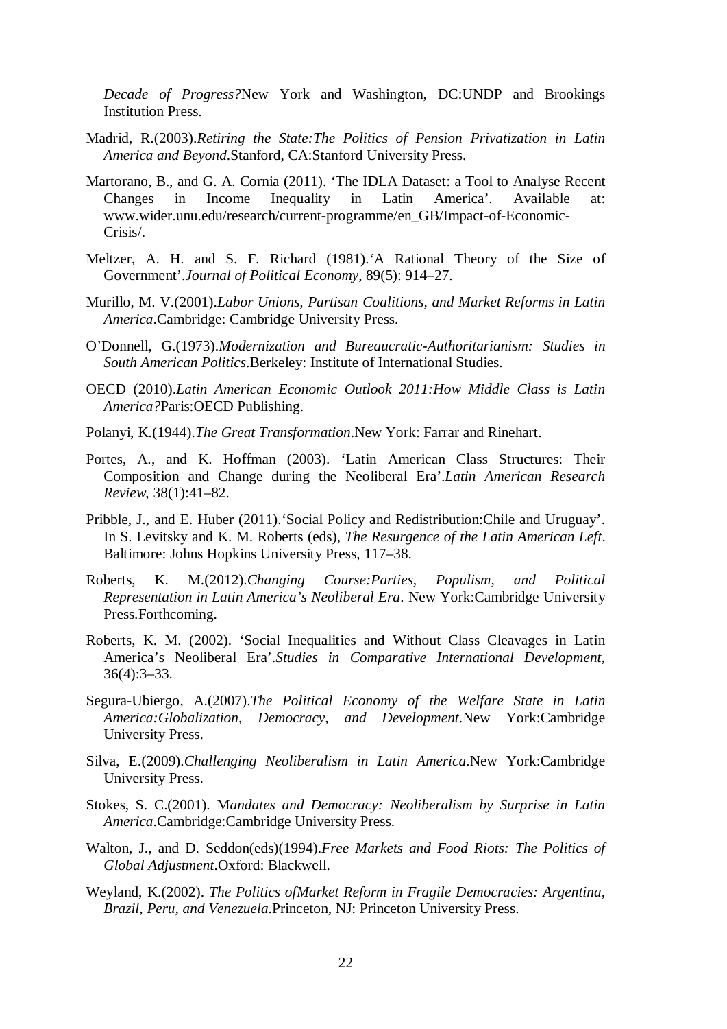*Decade of Progress?*New York and Washington, DC:UNDP and Brookings Institution Press.

Madrid, R.(2003).*Retiring the State:The Politics of Pension Privatization in Latin America and Beyond*.Stanford, CA:Stanford University Press.

Martorano, B., and G. A. Cornia (2011). 'The IDLA Dataset: a Tool to Analyse Recent Changes in Income Inequality in Latin America'. Available at: www.wider.unu.edu/research/current-programme/en_GB/Impact-of-Economic-Crisis/.

Meltzer, A. H. and S. F. Richard (1981).'A Rational Theory of the Size of Government'.*Journal of Political Economy*, 89(5): 914–27.

Murillo, M. V.(2001).*Labor Unions, Partisan Coalitions, and Market Reforms in Latin America*.Cambridge: Cambridge University Press.

O'Donnell, G.(1973).*Modernization and Bureaucratic-Authoritarianism: Studies in South American Politics*.Berkeley: Institute of International Studies.

OECD (2010).*Latin American Economic Outlook 2011:How Middle Class is Latin America?*Paris:OECD Publishing.

Polanyi, K.(1944).*The Great Transformation*.New York: Farrar and Rinehart.

Portes, A., and K. Hoffman (2003). 'Latin American Class Structures: Their Composition and Change during the Neoliberal Era'.*Latin American Research Review*, 38(1):41–82.

Pribble, J., and E. Huber (2011).'Social Policy and Redistribution:Chile and Uruguay'. In S. Levitsky and K. M. Roberts (eds), *The Resurgence of the Latin American Left*. Baltimore: Johns Hopkins University Press, 117–38.

Roberts, K. M.(2012).*Changing Course:Parties, Populism, and Political Representation in Latin America's Neoliberal Era*. New York:Cambridge University Press.Forthcoming.

Roberts, K. M. (2002). 'Social Inequalities and Without Class Cleavages in Latin America's Neoliberal Era'.*Studies in Comparative International Development*, 36(4):3–33.

Segura-Ubiergo, A.(2007).*The Political Economy of the Welfare State in Latin America:Globalization, Democracy, and Development*.New York:Cambridge University Press.

Silva, E.(2009).*Challenging Neoliberalism in Latin America*.New York:Cambridge University Press.

Stokes, S. C.(2001). M*andates and Democracy: Neoliberalism by Surprise in Latin America*.Cambridge:Cambridge University Press.

Walton, J., and D. Seddon(eds)(1994).*Free Markets and Food Riots: The Politics of Global Adjustment*.Oxford: Blackwell.

Weyland, K.(2002). *The Politics ofMarket Reform in Fragile Democracies: Argentina, Brazil, Peru, and Venezuela*.Princeton, NJ: Princeton University Press.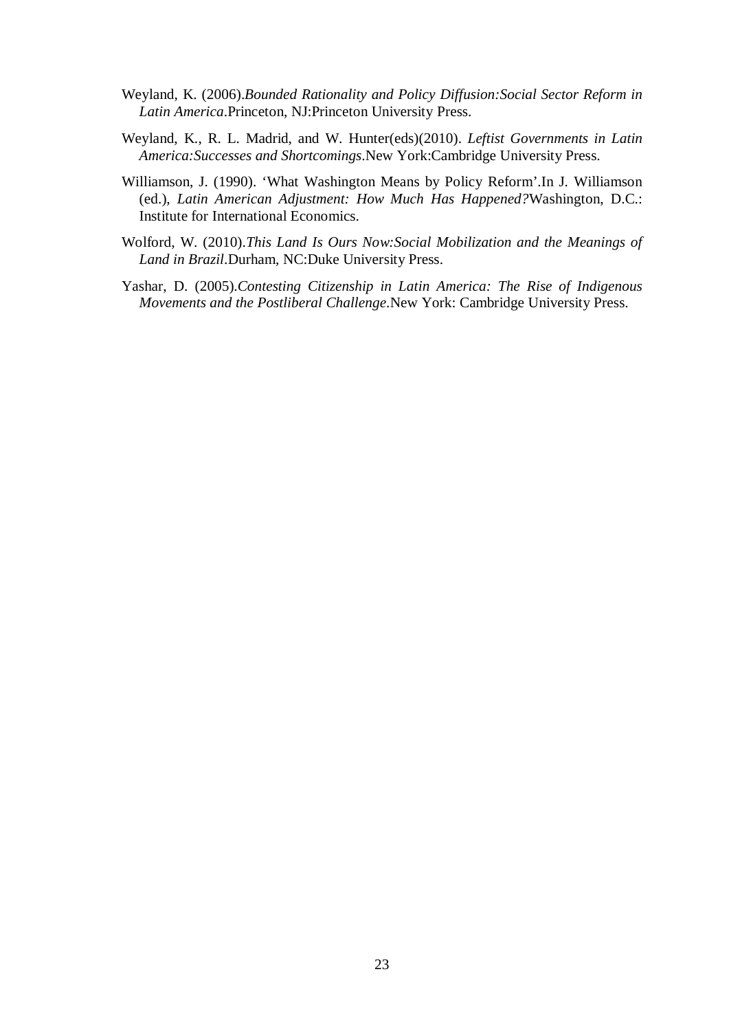Weyland, K. (2006).*Bounded Rationality and Policy Diffusion:Social Sector Reform in Latin America*.Princeton, NJ:Princeton University Press.

Weyland, K., R. L. Madrid, and W. Hunter(eds)(2010). *Leftist Governments in Latin America:Successes and Shortcomings*.New York:Cambridge University Press.

Williamson, J. (1990). 'What Washington Means by Policy Reform'.In J. Williamson (ed.), *Latin American Adjustment: How Much Has Happened?*Washington, D.C.: Institute for International Economics.

Wolford, W. (2010).*This Land Is Ours Now:Social Mobilization and the Meanings of Land in Brazil*.Durham, NC:Duke University Press.

Yashar, D. (2005).*Contesting Citizenship in Latin America: The Rise of Indigenous Movements and the Postliberal Challenge*.New York: Cambridge University Press.